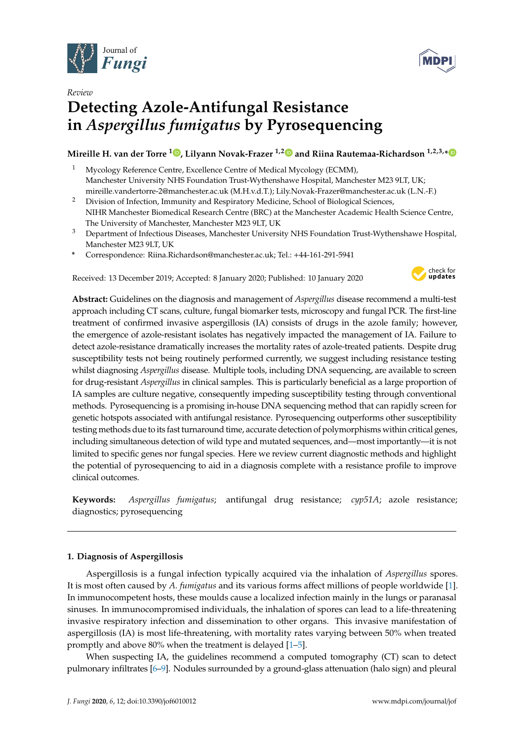Review

# Detecting Azole-Antifungal Resistance in *Aspergillus fumigatus* by Pyrosequencing

**Mireille H. van der Torre [1], Lilyann Novak-Frazer [1,2] and Riina Rautemaa-Richardson [1,2,3,*]**

1. Mycology Reference Centre, Excellence Centre of Medical Mycology (ECMM), Manchester University NHS Foundation Trust-Wythenshawe Hospital, Manchester M23 9LT, UK; mireille.vandertorre-2@manchester.ac.uk (M.H.v.d.T.); Lily.Novak-Frazer@manchester.ac.uk (L.N.-F.)
2. Division of Infection, Immunity and Respiratory Medicine, School of Biological Sciences, NIHR Manchester Biomedical Research Centre (BRC) at the Manchester Academic Health Science Centre, The University of Manchester, Manchester M23 9LT, UK
3. Department of Infectious Diseases, Manchester University NHS Foundation Trust-Wythenshawe Hospital, Manchester M23 9LT, UK

\* Correspondence: Riina.Richardson@manchester.ac.uk; Tel.: +44-161-291-5941

Received: 13 December 2019; Accepted: 8 January 2020; Published: 10 January 2020

**Abstract:** Guidelines on the diagnosis and management of *Aspergillus* disease recommend a multi-test approach including CT scans, culture, fungal biomarker tests, microscopy and fungal PCR. The first-line treatment of confirmed invasive aspergillosis (IA) consists of drugs in the azole family; however, the emergence of azole-resistant isolates has negatively impacted the management of IA. Failure to detect azole-resistance dramatically increases the mortality rates of azole-treated patients. Despite drug susceptibility tests not being routinely performed currently, we suggest including resistance testing whilst diagnosing *Aspergillus* disease. Multiple tools, including DNA sequencing, are available to screen for drug-resistant *Aspergillus* in clinical samples. This is particularly beneficial as a large proportion of IA samples are culture negative, consequently impeding susceptibility testing through conventional methods. Pyrosequencing is a promising in-house DNA sequencing method that can rapidly screen for genetic hotspots associated with antifungal resistance. Pyrosequencing outperforms other susceptibility testing methods due to its fast turnaround time, accurate detection of polymorphisms within critical genes, including simultaneous detection of wild type and mutated sequences, and—most importantly—it is not limited to specific genes nor fungal species. Here we review current diagnostic methods and highlight the potential of pyrosequencing to aid in a diagnosis complete with a resistance profile to improve clinical outcomes.

**Keywords:** *Aspergillus fumigatus*; antifungal drug resistance; *cyp51A*; azole resistance; diagnostics; pyrosequencing

## 1. Diagnosis of Aspergillosis

Aspergillosis is a fungal infection typically acquired via the inhalation of *Aspergillus* spores. It is most often caused by *A. fumigatus* and its various forms affect millions of people worldwide [1]. In immunocompetent hosts, these moulds cause a localized infection mainly in the lungs or paranasal sinuses. In immunocompromised individuals, the inhalation of spores can lead to a life-threatening invasive respiratory infection and dissemination to other organs. This invasive manifestation of aspergillosis (IA) is most life-threatening, with mortality rates varying between 50% when treated promptly and above 80% when the treatment is delayed [1–5].

When suspecting IA, the guidelines recommend a computed tomography (CT) scan to detect pulmonary infiltrates [6–9]. Nodules surrounded by a ground-glass attenuation (halo sign) and pleural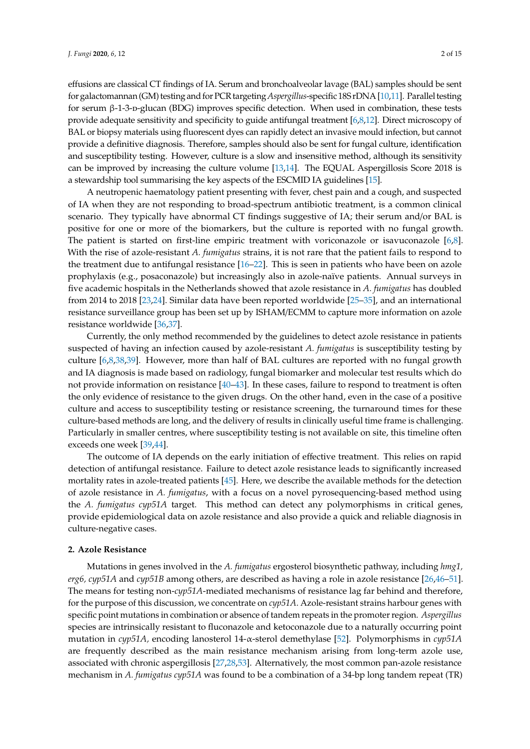effusions are classical CT findings of IA. Serum and bronchoalveolar lavage (BAL) samples should be sent for galactomannan (GM) testing and for PCR targeting *Aspergillus*-specific 18S rDNA [10,11]. Parallel testing for serum β-1-3-D-glucan (BDG) improves specific detection. When used in combination, these tests provide adequate sensitivity and specificity to guide antifungal treatment [6,8,12]. Direct microscopy of BAL or biopsy materials using fluorescent dyes can rapidly detect an invasive mould infection, but cannot provide a definitive diagnosis. Therefore, samples should also be sent for fungal culture, identification and susceptibility testing. However, culture is a slow and insensitive method, although its sensitivity can be improved by increasing the culture volume [13,14]. The EQUAL Aspergillosis Score 2018 is a stewardship tool summarising the key aspects of the ESCMID IA guidelines [15].

A neutropenic haematology patient presenting with fever, chest pain and a cough, and suspected of IA when they are not responding to broad-spectrum antibiotic treatment, is a common clinical scenario. They typically have abnormal CT findings suggestive of IA; their serum and/or BAL is positive for one or more of the biomarkers, but the culture is reported with no fungal growth. The patient is started on first-line empiric treatment with voriconazole or isavuconazole [6,8]. With the rise of azole-resistant *A. fumigatus* strains, it is not rare that the patient fails to respond to the treatment due to antifungal resistance [16–22]. This is seen in patients who have been on azole prophylaxis (e.g., posaconazole) but increasingly also in azole-naïve patients. Annual surveys in five academic hospitals in the Netherlands showed that azole resistance in *A. fumigatus* has doubled from 2014 to 2018 [23,24]. Similar data have been reported worldwide [25–35], and an international resistance surveillance group has been set up by ISHAM/ECMM to capture more information on azole resistance worldwide [36,37].

Currently, the only method recommended by the guidelines to detect azole resistance in patients suspected of having an infection caused by azole-resistant *A. fumigatus* is susceptibility testing by culture [6,8,38,39]. However, more than half of BAL cultures are reported with no fungal growth and IA diagnosis is made based on radiology, fungal biomarker and molecular test results which do not provide information on resistance [40–43]. In these cases, failure to respond to treatment is often the only evidence of resistance to the given drugs. On the other hand, even in the case of a positive culture and access to susceptibility testing or resistance screening, the turnaround times for these culture-based methods are long, and the delivery of results in clinically useful time frame is challenging. Particularly in smaller centres, where susceptibility testing is not available on site, this timeline often exceeds one week [39,44].

The outcome of IA depends on the early initiation of effective treatment. This relies on rapid detection of antifungal resistance. Failure to detect azole resistance leads to significantly increased mortality rates in azole-treated patients [45]. Here, we describe the available methods for the detection of azole resistance in *A. fumigatus*, with a focus on a novel pyrosequencing-based method using the *A. fumigatus cyp51A* target. This method can detect any polymorphisms in critical genes, provide epidemiological data on azole resistance and also provide a quick and reliable diagnosis in culture-negative cases.

## 2. Azole Resistance

Mutations in genes involved in the *A. fumigatus* ergosterol biosynthetic pathway, including *hmg1, erg6, cyp51A* and *cyp51B* among others, are described as having a role in azole resistance [26,46–51]. The means for testing non-*cyp51A*-mediated mechanisms of resistance lag far behind and therefore, for the purpose of this discussion, we concentrate on *cyp51A*. Azole-resistant strains harbour genes with specific point mutations in combination or absence of tandem repeats in the promoter region. *Aspergillus* species are intrinsically resistant to fluconazole and ketoconazole due to a naturally occurring point mutation in *cyp51A*, encoding lanosterol 14-α-sterol demethylase [52]. Polymorphisms in *cyp51A* are frequently described as the main resistance mechanism arising from long-term azole use, associated with chronic aspergillosis [27,28,53]. Alternatively, the most common pan-azole resistance mechanism in *A. fumigatus cyp51A* was found to be a combination of a 34-bp long tandem repeat (TR)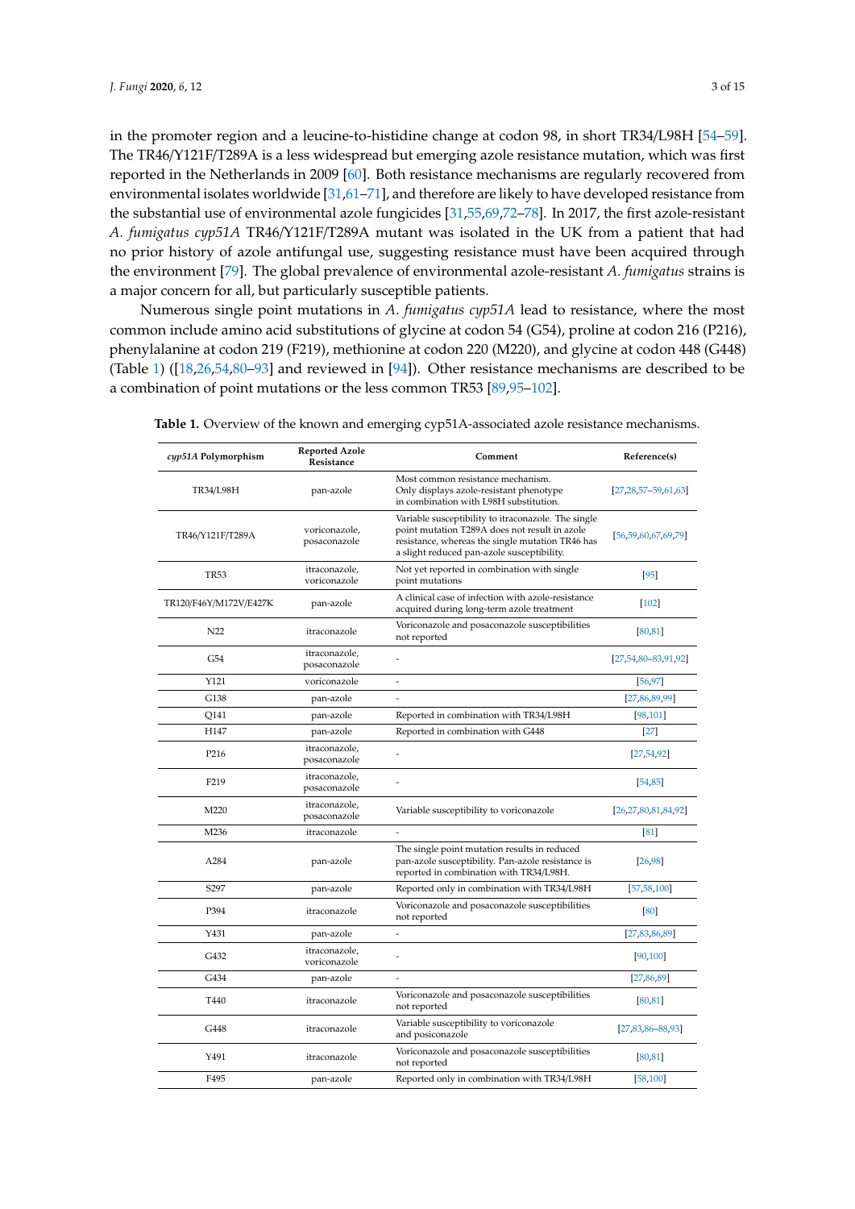in the promoter region and a leucine-to-histidine change at codon 98, in short TR34/L98H [54–59]. The TR46/Y121F/T289A is a less widespread but emerging azole resistance mutation, which was first reported in the Netherlands in 2009 [60]. Both resistance mechanisms are regularly recovered from environmental isolates worldwide [31,61–71], and therefore are likely to have developed resistance from the substantial use of environmental azole fungicides [31,55,69,72–78]. In 2017, the first azole-resistant *A. fumigatus cyp51A* TR46/Y121F/T289A mutant was isolated in the UK from a patient that had no prior history of azole antifungal use, suggesting resistance must have been acquired through the environment [79]. The global prevalence of environmental azole-resistant *A. fumigatus* strains is a major concern for all, but particularly susceptible patients.

Numerous single point mutations in *A. fumigatus cyp51A* lead to resistance, where the most common include amino acid substitutions of glycine at codon 54 (G54), proline at codon 216 (P216), phenylalanine at codon 219 (F219), methionine at codon 220 (M220), and glycine at codon 448 (G448) (Table 1) ([18,26,54,80–93] and reviewed in [94]). Other resistance mechanisms are described to be a combination of point mutations or the less common TR53 [89,95–102].

**Table 1.** Overview of the known and emerging cyp51A-associated azole resistance mechanisms.

| *cyp51A* Polymorphism | Reported Azole Resistance | Comment | Reference(s) |
|---|---|---|---|
| TR34/L98H | pan-azole | Most common resistance mechanism. Only displays azole-resistant phenotype in combination with L98H substitution. | [27,28,57–59,61,63] |
| TR46/Y121F/T289A | voriconazole, posaconazole | Variable susceptibility to itraconazole. The single point mutation T289A does not result in azole resistance, whereas the single mutation TR46 has a slight reduced pan-azole susceptibility. | [56,59,60,67,69,79] |
| TR53 | itraconazole, voriconazole | Not yet reported in combination with single point mutations | [95] |
| TR120/F46Y/M172V/E427K | pan-azole | A clinical case of infection with azole-resistance acquired during long-term azole treatment | [102] |
| N22 | itraconazole | Voriconazole and posaconazole susceptibilities not reported | [80,81] |
| G54 | itraconazole, posaconazole | - | [27,54,80–83,91,92] |
| Y121 | voriconazole | - | [56,97] |
| G138 | pan-azole | - | [27,86,89,99] |
| Q141 | pan-azole | Reported in combination with TR34/L98H | [98,101] |
| H147 | pan-azole | Reported in combination with G448 | [27] |
| P216 | itraconazole, posaconazole | - | [27,54,92] |
| F219 | itraconazole, posaconazole | - | [54,85] |
| M220 | itraconazole, posaconazole | Variable susceptibility to voriconazole | [26,27,80,81,84,92] |
| M236 | itraconazole | - | [81] |
| A284 | pan-azole | The single point mutation results in reduced pan-azole susceptibility. Pan-azole resistance is reported in combination with TR34/L98H. | [26,98] |
| S297 | pan-azole | Reported only in combination with TR34/L98H | [57,58,100] |
| P394 | itraconazole | Voriconazole and posaconazole susceptibilities not reported | [80] |
| Y431 | pan-azole | - | [27,83,86,89] |
| G432 | itraconazole, voriconazole | - | [90,100] |
| G434 | pan-azole | - | [27,86,89] |
| T440 | itraconazole | Voriconazole and posaconazole susceptibilities not reported | [80,81] |
| G448 | itraconazole | Variable susceptibility to voriconazole and posiconazole | [27,83,86–88,93] |
| Y491 | itraconazole | Voriconazole and posaconazole susceptibilities not reported | [80,81] |
| F495 | pan-azole | Reported only in combination with TR34/L98H | [58,100] |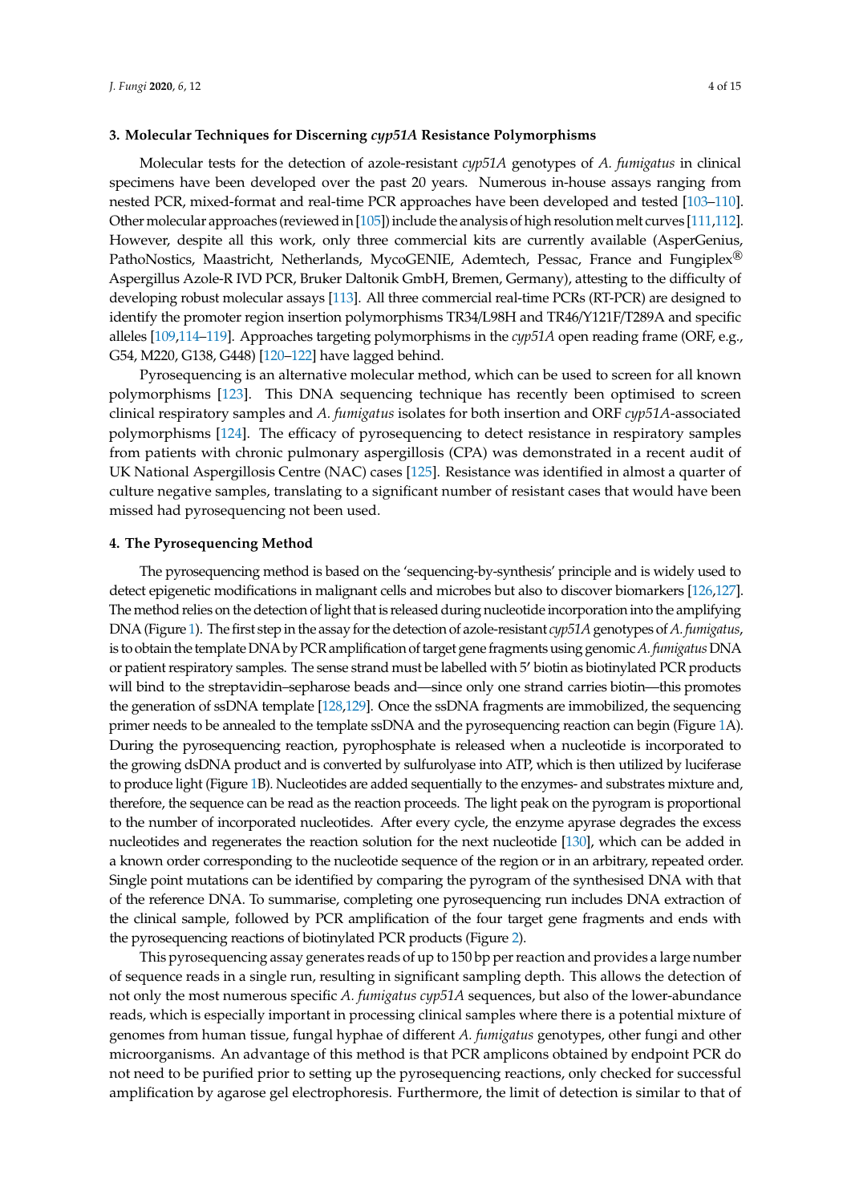## 3. Molecular Techniques for Discerning *cyp51A* Resistance Polymorphisms

Molecular tests for the detection of azole-resistant *cyp51A* genotypes of *A. fumigatus* in clinical specimens have been developed over the past 20 years. Numerous in-house assays ranging from nested PCR, mixed-format and real-time PCR approaches have been developed and tested [103–110]. Other molecular approaches (reviewed in [105]) include the analysis of high resolution melt curves [111,112]. However, despite all this work, only three commercial kits are currently available (AsperGenius, PathoNostics, Maastricht, Netherlands, MycoGENIE, Ademtech, Pessac, France and Fungiplex® Aspergillus Azole-R IVD PCR, Bruker Daltonik GmbH, Bremen, Germany), attesting to the difficulty of developing robust molecular assays [113]. All three commercial real-time PCRs (RT-PCR) are designed to identify the promoter region insertion polymorphisms TR34/L98H and TR46/Y121F/T289A and specific alleles [109,114–119]. Approaches targeting polymorphisms in the *cyp51A* open reading frame (ORF, e.g., G54, M220, G138, G448) [120–122] have lagged behind.

Pyrosequencing is an alternative molecular method, which can be used to screen for all known polymorphisms [123]. This DNA sequencing technique has recently been optimised to screen clinical respiratory samples and *A. fumigatus* isolates for both insertion and ORF *cyp51A*-associated polymorphisms [124]. The efficacy of pyrosequencing to detect resistance in respiratory samples from patients with chronic pulmonary aspergillosis (CPA) was demonstrated in a recent audit of UK National Aspergillosis Centre (NAC) cases [125]. Resistance was identified in almost a quarter of culture negative samples, translating to a significant number of resistant cases that would have been missed had pyrosequencing not been used.

## 4. The Pyrosequencing Method

The pyrosequencing method is based on the 'sequencing-by-synthesis' principle and is widely used to detect epigenetic modifications in malignant cells and microbes but also to discover biomarkers [126,127]. The method relies on the detection of light that is released during nucleotide incorporation into the amplifying DNA (Figure 1). The first step in the assay for the detection of azole-resistant *cyp51A* genotypes of *A. fumigatus*, is to obtain the template DNA by PCR amplification of target gene fragments using genomic *A. fumigatus* DNA or patient respiratory samples. The sense strand must be labelled with 5′ biotin as biotinylated PCR products will bind to the streptavidin–sepharose beads and—since only one strand carries biotin—this promotes the generation of ssDNA template [128,129]. Once the ssDNA fragments are immobilized, the sequencing primer needs to be annealed to the template ssDNA and the pyrosequencing reaction can begin (Figure 1A). During the pyrosequencing reaction, pyrophosphate is released when a nucleotide is incorporated to the growing dsDNA product and is converted by sulfurolyase into ATP, which is then utilized by luciferase to produce light (Figure 1B). Nucleotides are added sequentially to the enzymes- and substrates mixture and, therefore, the sequence can be read as the reaction proceeds. The light peak on the pyrogram is proportional to the number of incorporated nucleotides. After every cycle, the enzyme apyrase degrades the excess nucleotides and regenerates the reaction solution for the next nucleotide [130], which can be added in a known order corresponding to the nucleotide sequence of the region or in an arbitrary, repeated order. Single point mutations can be identified by comparing the pyrogram of the synthesised DNA with that of the reference DNA. To summarise, completing one pyrosequencing run includes DNA extraction of the clinical sample, followed by PCR amplification of the four target gene fragments and ends with the pyrosequencing reactions of biotinylated PCR products (Figure 2).

This pyrosequencing assay generates reads of up to 150 bp per reaction and provides a large number of sequence reads in a single run, resulting in significant sampling depth. This allows the detection of not only the most numerous specific *A. fumigatus cyp51A* sequences, but also of the lower-abundance reads, which is especially important in processing clinical samples where there is a potential mixture of genomes from human tissue, fungal hyphae of different *A. fumigatus* genotypes, other fungi and other microorganisms. An advantage of this method is that PCR amplicons obtained by endpoint PCR do not need to be purified prior to setting up the pyrosequencing reactions, only checked for successful amplification by agarose gel electrophoresis. Furthermore, the limit of detection is similar to that of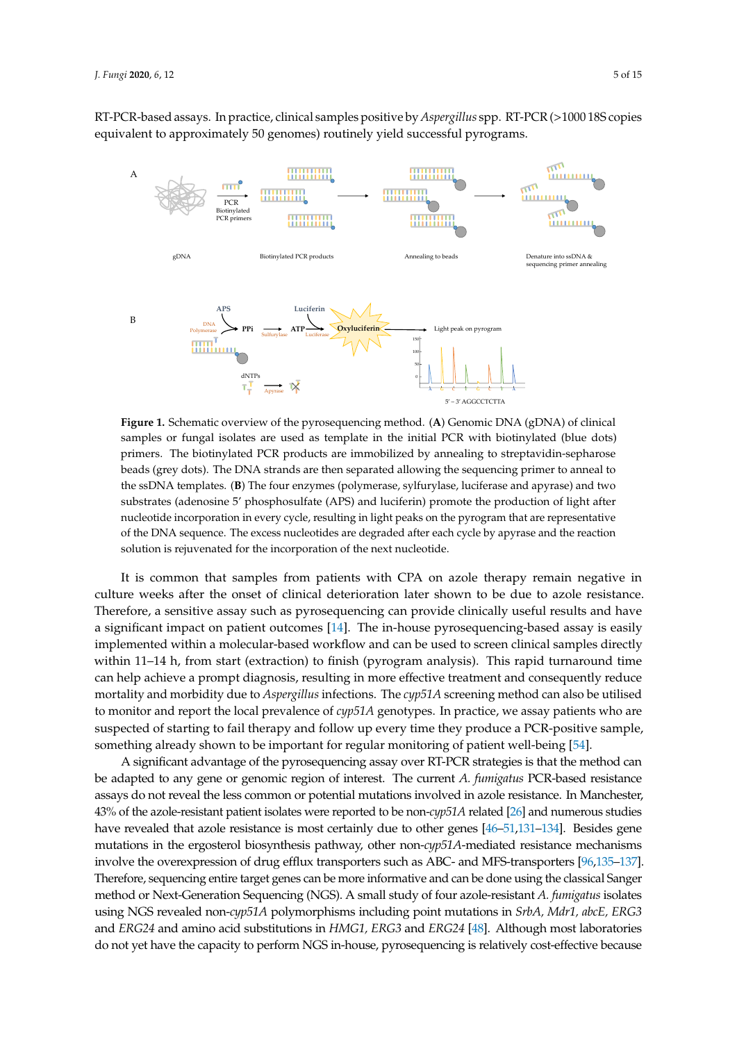RT-PCR-based assays. In practice, clinical samples positive by *Aspergillus* spp. RT-PCR (>1000 18S copies equivalent to approximately 50 genomes) routinely yield successful pyrograms.

**Figure 1.** Schematic overview of the pyrosequencing method. (**A**) Genomic DNA (gDNA) of clinical samples or fungal isolates are used as template in the initial PCR with biotinylated (blue dots) primers. The biotinylated PCR products are immobilized by annealing to streptavidin-sepharose beads (grey dots). The DNA strands are then separated allowing the sequencing primer to anneal to the ssDNA templates. (**B**) The four enzymes (polymerase, sylfurylase, luciferase and apyrase) and two substrates (adenosine 5′ phosphosulfate (APS) and luciferin) promote the production of light after nucleotide incorporation in every cycle, resulting in light peaks on the pyrogram that are representative of the DNA sequence. The excess nucleotides are degraded after each cycle by apyrase and the reaction solution is rejuvenated for the incorporation of the next nucleotide.

It is common that samples from patients with CPA on azole therapy remain negative in culture weeks after the onset of clinical deterioration later shown to be due to azole resistance. Therefore, a sensitive assay such as pyrosequencing can provide clinically useful results and have a significant impact on patient outcomes [14]. The in-house pyrosequencing-based assay is easily implemented within a molecular-based workflow and can be used to screen clinical samples directly within 11–14 h, from start (extraction) to finish (pyrogram analysis). This rapid turnaround time can help achieve a prompt diagnosis, resulting in more effective treatment and consequently reduce mortality and morbidity due to *Aspergillus* infections. The *cyp51A* screening method can also be utilised to monitor and report the local prevalence of *cyp51A* genotypes. In practice, we assay patients who are suspected of starting to fail therapy and follow up every time they produce a PCR-positive sample, something already shown to be important for regular monitoring of patient well-being [54].

A significant advantage of the pyrosequencing assay over RT-PCR strategies is that the method can be adapted to any gene or genomic region of interest. The current *A. fumigatus* PCR-based resistance assays do not reveal the less common or potential mutations involved in azole resistance. In Manchester, 43% of the azole-resistant patient isolates were reported to be non-*cyp51A* related [26] and numerous studies have revealed that azole resistance is most certainly due to other genes [46–51,131–134]. Besides gene mutations in the ergosterol biosynthesis pathway, other non-*cyp51A*-mediated resistance mechanisms involve the overexpression of drug efflux transporters such as ABC- and MFS-transporters [96,135–137]. Therefore, sequencing entire target genes can be more informative and can be done using the classical Sanger method or Next-Generation Sequencing (NGS). A small study of four azole-resistant *A. fumigatus* isolates using NGS revealed non-*cyp51A* polymorphisms including point mutations in *SrbA, Mdr1, abcE, ERG3* and *ERG24* and amino acid substitutions in *HMG1, ERG3* and *ERG24* [48]. Although most laboratories do not yet have the capacity to perform NGS in-house, pyrosequencing is relatively cost-effective because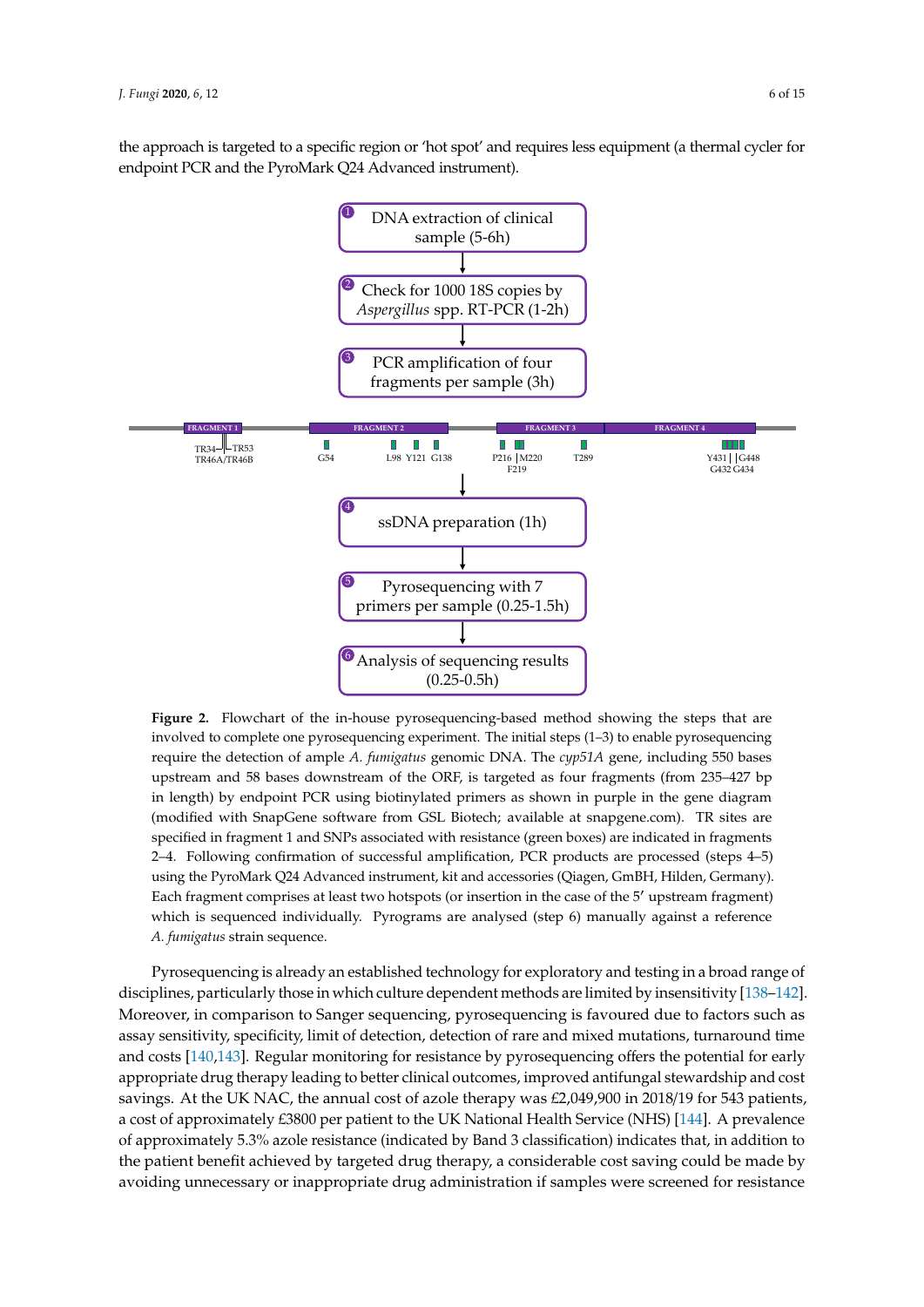the approach is targeted to a specific region or 'hot spot' and requires less equipment (a thermal cycler for endpoint PCR and the PyroMark Q24 Advanced instrument).

**Figure 2.** Flowchart of the in-house pyrosequencing-based method showing the steps that are involved to complete one pyrosequencing experiment. The initial steps (1–3) to enable pyrosequencing require the detection of ample *A. fumigatus* genomic DNA. The *cyp51A* gene, including 550 bases upstream and 58 bases downstream of the ORF, is targeted as four fragments (from 235–427 bp in length) by endpoint PCR using biotinylated primers as shown in purple in the gene diagram (modified with SnapGene software from GSL Biotech; available at snapgene.com). TR sites are specified in fragment 1 and SNPs associated with resistance (green boxes) are indicated in fragments 2–4. Following confirmation of successful amplification, PCR products are processed (steps 4–5) using the PyroMark Q24 Advanced instrument, kit and accessories (Qiagen, GmBH, Hilden, Germany). Each fragment comprises at least two hotspots (or insertion in the case of the 5′ upstream fragment) which is sequenced individually. Pyrograms are analysed (step 6) manually against a reference *A. fumigatus* strain sequence.

Pyrosequencing is already an established technology for exploratory and testing in a broad range of disciplines, particularly those in which culture dependent methods are limited by insensitivity [138–142]. Moreover, in comparison to Sanger sequencing, pyrosequencing is favoured due to factors such as assay sensitivity, specificity, limit of detection, detection of rare and mixed mutations, turnaround time and costs [140,143]. Regular monitoring for resistance by pyrosequencing offers the potential for early appropriate drug therapy leading to better clinical outcomes, improved antifungal stewardship and cost savings. At the UK NAC, the annual cost of azole therapy was £2,049,900 in 2018/19 for 543 patients, a cost of approximately £3800 per patient to the UK National Health Service (NHS) [144]. A prevalence of approximately 5.3% azole resistance (indicated by Band 3 classification) indicates that, in addition to the patient benefit achieved by targeted drug therapy, a considerable cost saving could be made by avoiding unnecessary or inappropriate drug administration if samples were screened for resistance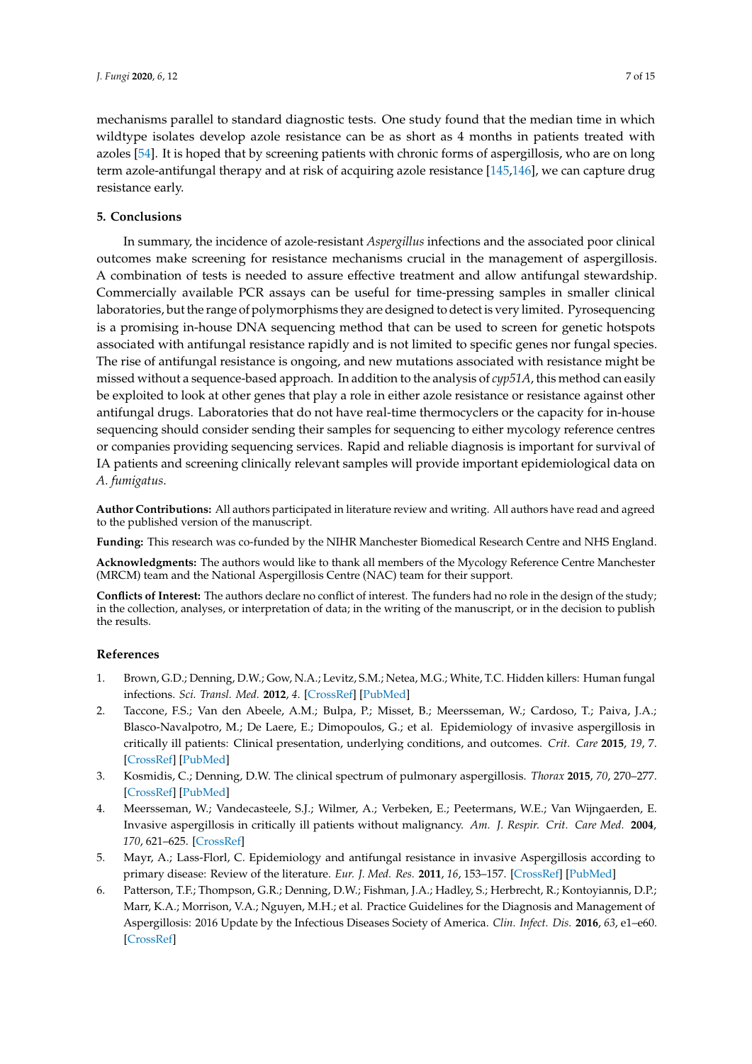mechanisms parallel to standard diagnostic tests. One study found that the median time in which wildtype isolates develop azole resistance can be as short as 4 months in patients treated with azoles [54]. It is hoped that by screening patients with chronic forms of aspergillosis, who are on long term azole-antifungal therapy and at risk of acquiring azole resistance [145,146], we can capture drug resistance early.

## 5. Conclusions

In summary, the incidence of azole-resistant *Aspergillus* infections and the associated poor clinical outcomes make screening for resistance mechanisms crucial in the management of aspergillosis. A combination of tests is needed to assure effective treatment and allow antifungal stewardship. Commercially available PCR assays can be useful for time-pressing samples in smaller clinical laboratories, but the range of polymorphisms they are designed to detect is very limited. Pyrosequencing is a promising in-house DNA sequencing method that can be used to screen for genetic hotspots associated with antifungal resistance rapidly and is not limited to specific genes nor fungal species. The rise of antifungal resistance is ongoing, and new mutations associated with resistance might be missed without a sequence-based approach. In addition to the analysis of *cyp51A*, this method can easily be exploited to look at other genes that play a role in either azole resistance or resistance against other antifungal drugs. Laboratories that do not have real-time thermocyclers or the capacity for in-house sequencing should consider sending their samples for sequencing to either mycology reference centres or companies providing sequencing services. Rapid and reliable diagnosis is important for survival of IA patients and screening clinically relevant samples will provide important epidemiological data on *A. fumigatus*.

**Author Contributions:** All authors participated in literature review and writing. All authors have read and agreed to the published version of the manuscript.

**Funding:** This research was co-funded by the NIHR Manchester Biomedical Research Centre and NHS England.

**Acknowledgments:** The authors would like to thank all members of the Mycology Reference Centre Manchester (MRCM) team and the National Aspergillosis Centre (NAC) team for their support.

**Conflicts of Interest:** The authors declare no conflict of interest. The funders had no role in the design of the study; in the collection, analyses, or interpretation of data; in the writing of the manuscript, or in the decision to publish the results.

## References

1. Brown, G.D.; Denning, D.W.; Gow, N.A.; Levitz, S.M.; Netea, M.G.; White, T.C. Hidden killers: Human fungal infections. *Sci. Transl. Med.* **2012**, *4*. [CrossRef] [PubMed]
2. Taccone, F.S.; Van den Abeele, A.M.; Bulpa, P.; Misset, B.; Meersseman, W.; Cardoso, T.; Paiva, J.A.; Blasco-Navalpotro, M.; De Laere, E.; Dimopoulos, G.; et al. Epidemiology of invasive aspergillosis in critically ill patients: Clinical presentation, underlying conditions, and outcomes. *Crit. Care* **2015**, *19*, 7. [CrossRef] [PubMed]
3. Kosmidis, C.; Denning, D.W. The clinical spectrum of pulmonary aspergillosis. *Thorax* **2015**, *70*, 270–277. [CrossRef] [PubMed]
4. Meersseman, W.; Vandecasteele, S.J.; Wilmer, A.; Verbeken, E.; Peetermans, W.E.; Van Wijngaerden, E. Invasive aspergillosis in critically ill patients without malignancy. *Am. J. Respir. Crit. Care Med.* **2004**, *170*, 621–625. [CrossRef]
5. Mayr, A.; Lass-Florl, C. Epidemiology and antifungal resistance in invasive Aspergillosis according to primary disease: Review of the literature. *Eur. J. Med. Res.* **2011**, *16*, 153–157. [CrossRef] [PubMed]
6. Patterson, T.F.; Thompson, G.R.; Denning, D.W.; Fishman, J.A.; Hadley, S.; Herbrecht, R.; Kontoyiannis, D.P.; Marr, K.A.; Morrison, V.A.; Nguyen, M.H.; et al. Practice Guidelines for the Diagnosis and Management of Aspergillosis: 2016 Update by the Infectious Diseases Society of America. *Clin. Infect. Dis.* **2016**, *63*, e1–e60. [CrossRef]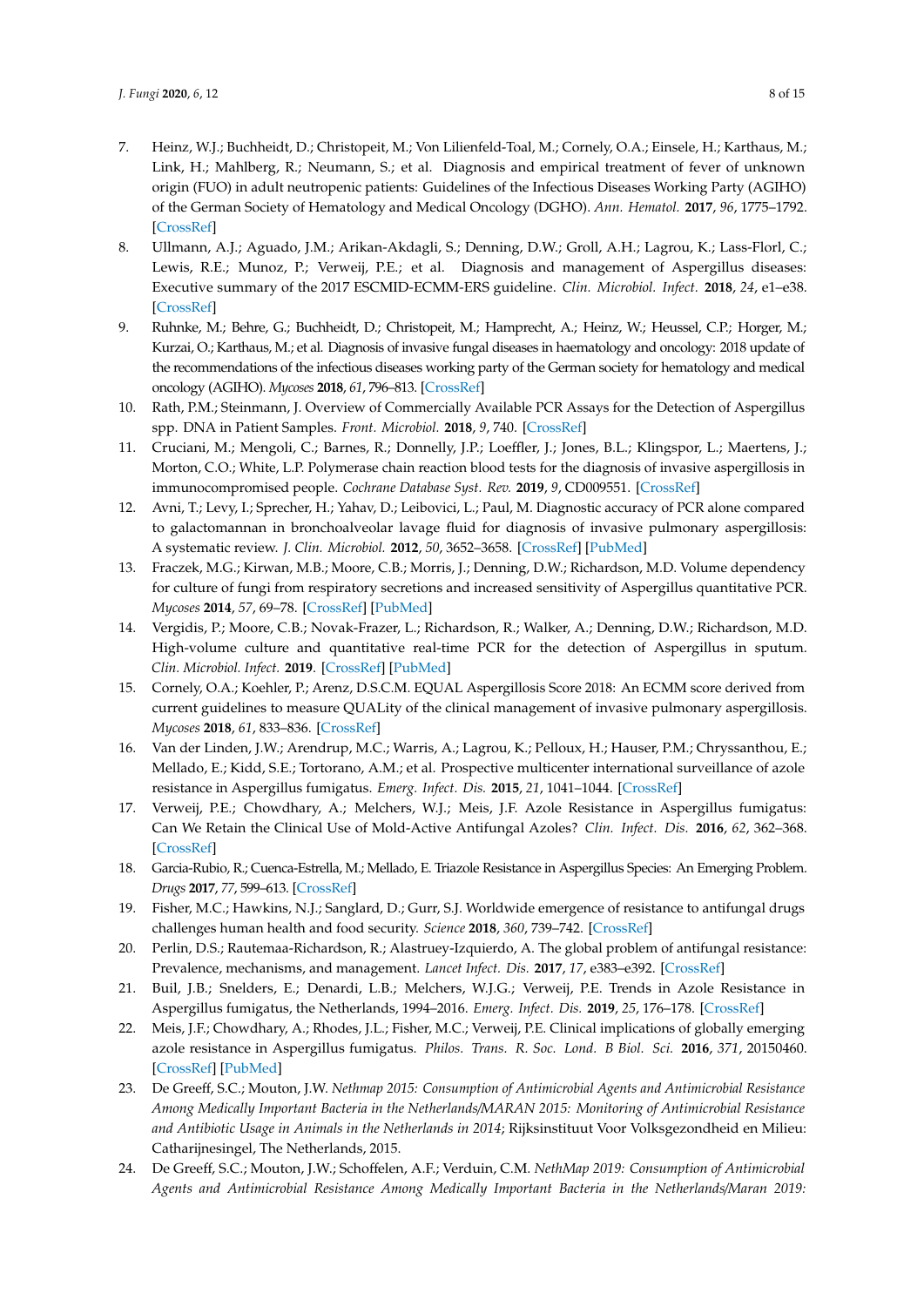7. Heinz, W.J.; Buchheidt, D.; Christopeit, M.; Von Lilienfeld-Toal, M.; Cornely, O.A.; Einsele, H.; Karthaus, M.; Link, H.; Mahlberg, R.; Neumann, S.; et al. Diagnosis and empirical treatment of fever of unknown origin (FUO) in adult neutropenic patients: Guidelines of the Infectious Diseases Working Party (AGIHO) of the German Society of Hematology and Medical Oncology (DGHO). *Ann. Hematol.* **2017**, *96*, 1775–1792. [CrossRef]
8. Ullmann, A.J.; Aguado, J.M.; Arikan-Akdagli, S.; Denning, D.W.; Groll, A.H.; Lagrou, K.; Lass-Florl, C.; Lewis, R.E.; Munoz, P.; Verweij, P.E.; et al. Diagnosis and management of Aspergillus diseases: Executive summary of the 2017 ESCMID-ECMM-ERS guideline. *Clin. Microbiol. Infect.* **2018**, *24*, e1–e38. [CrossRef]
9. Ruhnke, M.; Behre, G.; Buchheidt, D.; Christopeit, M.; Hamprecht, A.; Heinz, W.; Heussel, C.P.; Horger, M.; Kurzai, O.; Karthaus, M.; et al. Diagnosis of invasive fungal diseases in haematology and oncology: 2018 update of the recommendations of the infectious diseases working party of the German society for hematology and medical oncology (AGIHO). *Mycoses* **2018**, *61*, 796–813. [CrossRef]
10. Rath, P.M.; Steinmann, J. Overview of Commercially Available PCR Assays for the Detection of Aspergillus spp. DNA in Patient Samples. *Front. Microbiol.* **2018**, *9*, 740. [CrossRef]
11. Cruciani, M.; Mengoli, C.; Barnes, R.; Donnelly, J.P.; Loeffler, J.; Jones, B.L.; Klingspor, L.; Maertens, J.; Morton, C.O.; White, L.P. Polymerase chain reaction blood tests for the diagnosis of invasive aspergillosis in immunocompromised people. *Cochrane Database Syst. Rev.* **2019**, *9*, CD009551. [CrossRef]
12. Avni, T.; Levy, I.; Sprecher, H.; Yahav, D.; Leibovici, L.; Paul, M. Diagnostic accuracy of PCR alone compared to galactomannan in bronchoalveolar lavage fluid for diagnosis of invasive pulmonary aspergillosis: A systematic review. *J. Clin. Microbiol.* **2012**, *50*, 3652–3658. [CrossRef] [PubMed]
13. Fraczek, M.G.; Kirwan, M.B.; Moore, C.B.; Morris, J.; Denning, D.W.; Richardson, M.D. Volume dependency for culture of fungi from respiratory secretions and increased sensitivity of Aspergillus quantitative PCR. *Mycoses* **2014**, *57*, 69–78. [CrossRef] [PubMed]
14. Vergidis, P.; Moore, C.B.; Novak-Frazer, L.; Richardson, R.; Walker, A.; Denning, D.W.; Richardson, M.D. High-volume culture and quantitative real-time PCR for the detection of Aspergillus in sputum. *Clin. Microbiol. Infect.* **2019**. [CrossRef] [PubMed]
15. Cornely, O.A.; Koehler, P.; Arenz, D.S.C.M. EQUAL Aspergillosis Score 2018: An ECMM score derived from current guidelines to measure QUALity of the clinical management of invasive pulmonary aspergillosis. *Mycoses* **2018**, *61*, 833–836. [CrossRef]
16. Van der Linden, J.W.; Arendrup, M.C.; Warris, A.; Lagrou, K.; Pelloux, H.; Hauser, P.M.; Chryssanthou, E.; Mellado, E.; Kidd, S.E.; Tortorano, A.M.; et al. Prospective multicenter international surveillance of azole resistance in Aspergillus fumigatus. *Emerg. Infect. Dis.* **2015**, *21*, 1041–1044. [CrossRef]
17. Verweij, P.E.; Chowdhary, A.; Melchers, W.J.; Meis, J.F. Azole Resistance in Aspergillus fumigatus: Can We Retain the Clinical Use of Mold-Active Antifungal Azoles? *Clin. Infect. Dis.* **2016**, *62*, 362–368. [CrossRef]
18. Garcia-Rubio, R.; Cuenca-Estrella, M.; Mellado, E. Triazole Resistance in Aspergillus Species: An Emerging Problem. *Drugs* **2017**, *77*, 599–613. [CrossRef]
19. Fisher, M.C.; Hawkins, N.J.; Sanglard, D.; Gurr, S.J. Worldwide emergence of resistance to antifungal drugs challenges human health and food security. *Science* **2018**, *360*, 739–742. [CrossRef]
20. Perlin, D.S.; Rautemaa-Richardson, R.; Alastruey-Izquierdo, A. The global problem of antifungal resistance: Prevalence, mechanisms, and management. *Lancet Infect. Dis.* **2017**, *17*, e383–e392. [CrossRef]
21. Buil, J.B.; Snelders, E.; Denardi, L.B.; Melchers, W.J.G.; Verweij, P.E. Trends in Azole Resistance in Aspergillus fumigatus, the Netherlands, 1994–2016. *Emerg. Infect. Dis.* **2019**, *25*, 176–178. [CrossRef]
22. Meis, J.F.; Chowdhary, A.; Rhodes, J.L.; Fisher, M.C.; Verweij, P.E. Clinical implications of globally emerging azole resistance in Aspergillus fumigatus. *Philos. Trans. R. Soc. Lond. B Biol. Sci.* **2016**, *371*, 20150460. [CrossRef] [PubMed]
23. De Greeff, S.C.; Mouton, J.W. *Nethmap 2015: Consumption of Antimicrobial Agents and Antimicrobial Resistance Among Medically Important Bacteria in the Netherlands/MARAN 2015: Monitoring of Antimicrobial Resistance and Antibiotic Usage in Animals in the Netherlands in 2014*; Rijksinstituut Voor Volksgezondheid en Milieu: Catharijnesingel, The Netherlands, 2015.
24. De Greeff, S.C.; Mouton, J.W.; Schoffelen, A.F.; Verduin, C.M. *NethMap 2019: Consumption of Antimicrobial Agents and Antimicrobial Resistance Among Medically Important Bacteria in the Netherlands/Maran 2019:*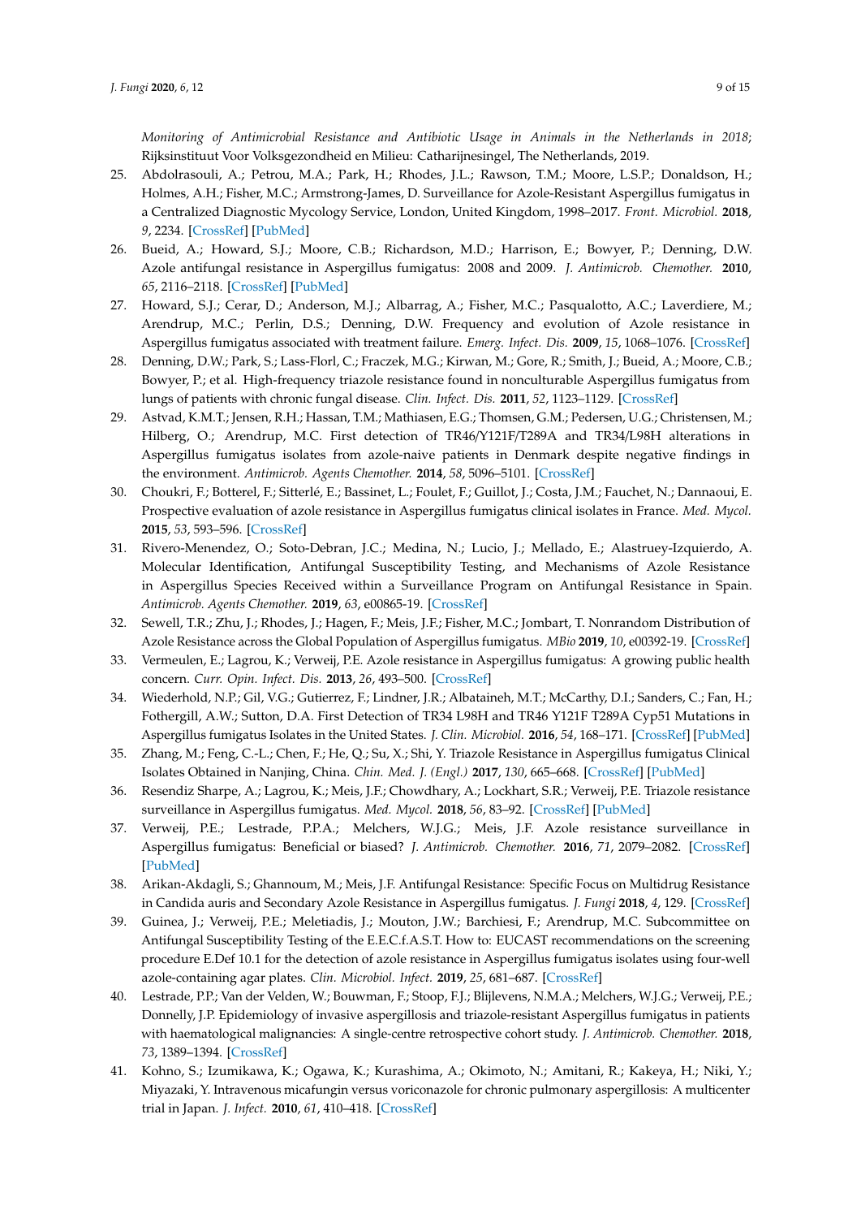*Monitoring of Antimicrobial Resistance and Antibiotic Usage in Animals in the Netherlands in 2018*; Rijksinstituut Voor Volksgezondheid en Milieu: Catharijnesingel, The Netherlands, 2019.

25. Abdolrasouli, A.; Petrou, M.A.; Park, H.; Rhodes, J.L.; Rawson, T.M.; Moore, L.S.P.; Donaldson, H.; Holmes, A.H.; Fisher, M.C.; Armstrong-James, D. Surveillance for Azole-Resistant Aspergillus fumigatus in a Centralized Diagnostic Mycology Service, London, United Kingdom, 1998–2017. *Front. Microbiol.* **2018**, *9*, 2234. [CrossRef] [PubMed]
26. Bueid, A.; Howard, S.J.; Moore, C.B.; Richardson, M.D.; Harrison, E.; Bowyer, P.; Denning, D.W. Azole antifungal resistance in Aspergillus fumigatus: 2008 and 2009. *J. Antimicrob. Chemother.* **2010**, *65*, 2116–2118. [CrossRef] [PubMed]
27. Howard, S.J.; Cerar, D.; Anderson, M.J.; Albarrag, A.; Fisher, M.C.; Pasqualotto, A.C.; Laverdiere, M.; Arendrup, M.C.; Perlin, D.S.; Denning, D.W. Frequency and evolution of Azole resistance in Aspergillus fumigatus associated with treatment failure. *Emerg. Infect. Dis.* **2009**, *15*, 1068–1076. [CrossRef]
28. Denning, D.W.; Park, S.; Lass-Florl, C.; Fraczek, M.G.; Kirwan, M.; Gore, R.; Smith, J.; Bueid, A.; Moore, C.B.; Bowyer, P.; et al. High-frequency triazole resistance found in nonculturable Aspergillus fumigatus from lungs of patients with chronic fungal disease. *Clin. Infect. Dis.* **2011**, *52*, 1123–1129. [CrossRef]
29. Astvad, K.M.T.; Jensen, R.H.; Hassan, T.M.; Mathiasen, E.G.; Thomsen, G.M.; Pedersen, U.G.; Christensen, M.; Hilberg, O.; Arendrup, M.C. First detection of TR46/Y121F/T289A and TR34/L98H alterations in Aspergillus fumigatus isolates from azole-naive patients in Denmark despite negative findings in the environment. *Antimicrob. Agents Chemother.* **2014**, *58*, 5096–5101. [CrossRef]
30. Choukri, F.; Botterel, F.; Sitterlé, E.; Bassinet, L.; Foulet, F.; Guillot, J.; Costa, J.M.; Fauchet, N.; Dannaoui, E. Prospective evaluation of azole resistance in Aspergillus fumigatus clinical isolates in France. *Med. Mycol.* **2015**, *53*, 593–596. [CrossRef]
31. Rivero-Menendez, O.; Soto-Debran, J.C.; Medina, N.; Lucio, J.; Mellado, E.; Alastruey-Izquierdo, A. Molecular Identification, Antifungal Susceptibility Testing, and Mechanisms of Azole Resistance in Aspergillus Species Received within a Surveillance Program on Antifungal Resistance in Spain. *Antimicrob. Agents Chemother.* **2019**, *63*, e00865-19. [CrossRef]
32. Sewell, T.R.; Zhu, J.; Rhodes, J.; Hagen, F.; Meis, J.F.; Fisher, M.C.; Jombart, T. Nonrandom Distribution of Azole Resistance across the Global Population of Aspergillus fumigatus. *MBio* **2019**, *10*, e00392-19. [CrossRef]
33. Vermeulen, E.; Lagrou, K.; Verweij, P.E. Azole resistance in Aspergillus fumigatus: A growing public health concern. *Curr. Opin. Infect. Dis.* **2013**, *26*, 493–500. [CrossRef]
34. Wiederhold, N.P.; Gil, V.G.; Gutierrez, F.; Lindner, J.R.; Albataineh, M.T.; McCarthy, D.I.; Sanders, C.; Fan, H.; Fothergill, A.W.; Sutton, D.A. First Detection of TR34 L98H and TR46 Y121F T289A Cyp51 Mutations in Aspergillus fumigatus Isolates in the United States. *J. Clin. Microbiol.* **2016**, *54*, 168–171. [CrossRef] [PubMed]
35. Zhang, M.; Feng, C.-L.; Chen, F.; He, Q.; Su, X.; Shi, Y. Triazole Resistance in Aspergillus fumigatus Clinical Isolates Obtained in Nanjing, China. *Chin. Med. J. (Engl.)* **2017**, *130*, 665–668. [CrossRef] [PubMed]
36. Resendiz Sharpe, A.; Lagrou, K.; Meis, J.F.; Chowdhary, A.; Lockhart, S.R.; Verweij, P.E. Triazole resistance surveillance in Aspergillus fumigatus. *Med. Mycol.* **2018**, *56*, 83–92. [CrossRef] [PubMed]
37. Verweij, P.E.; Lestrade, P.P.A.; Melchers, W.J.G.; Meis, J.F. Azole resistance surveillance in Aspergillus fumigatus: Beneficial or biased? *J. Antimicrob. Chemother.* **2016**, *71*, 2079–2082. [CrossRef] [PubMed]
38. Arikan-Akdagli, S.; Ghannoum, M.; Meis, J.F. Antifungal Resistance: Specific Focus on Multidrug Resistance in Candida auris and Secondary Azole Resistance in Aspergillus fumigatus. *J. Fungi* **2018**, *4*, 129. [CrossRef]
39. Guinea, J.; Verweij, P.E.; Meletiadis, J.; Mouton, J.W.; Barchiesi, F.; Arendrup, M.C. Subcommittee on Antifungal Susceptibility Testing of the E.E.C.f.A.S.T. How to: EUCAST recommendations on the screening procedure E.Def 10.1 for the detection of azole resistance in Aspergillus fumigatus isolates using four-well azole-containing agar plates. *Clin. Microbiol. Infect.* **2019**, *25*, 681–687. [CrossRef]
40. Lestrade, P.P.; Van der Velden, W.; Bouwman, F.; Stoop, F.J.; Blijlevens, N.M.A.; Melchers, W.J.G.; Verweij, P.E.; Donnelly, J.P. Epidemiology of invasive aspergillosis and triazole-resistant Aspergillus fumigatus in patients with haematological malignancies: A single-centre retrospective cohort study. *J. Antimicrob. Chemother.* **2018**, *73*, 1389–1394. [CrossRef]
41. Kohno, S.; Izumikawa, K.; Ogawa, K.; Kurashima, A.; Okimoto, N.; Amitani, R.; Kakeya, H.; Niki, Y.; Miyazaki, Y. Intravenous micafungin versus voriconazole for chronic pulmonary aspergillosis: A multicenter trial in Japan. *J. Infect.* **2010**, *61*, 410–418. [CrossRef]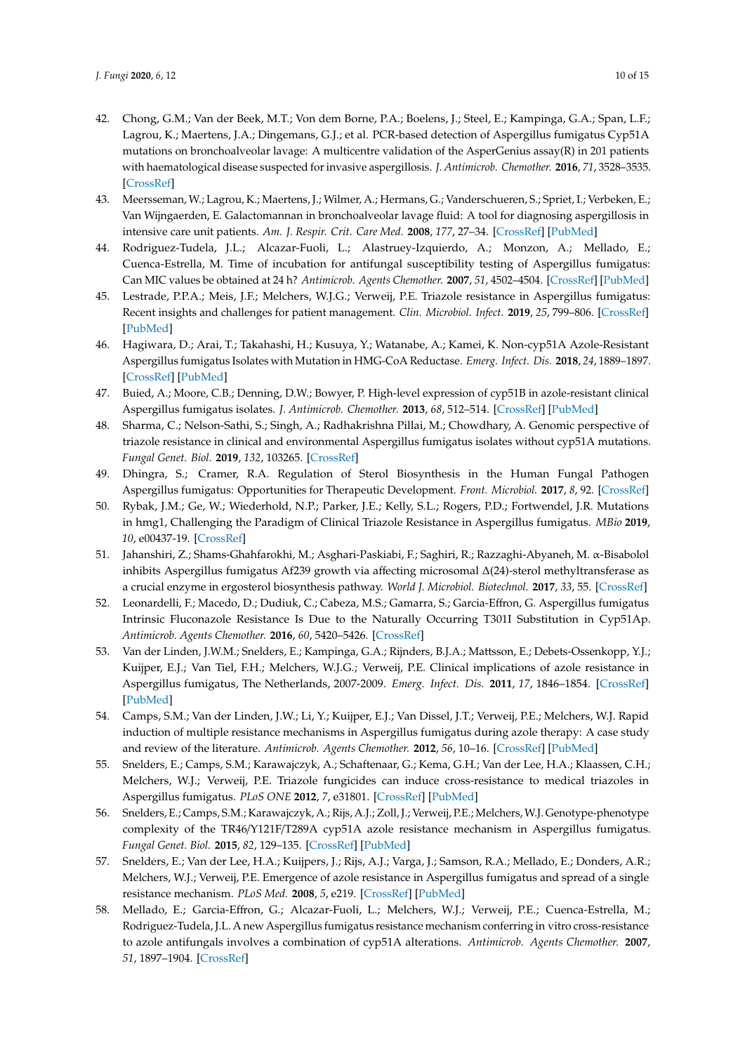42. Chong, G.M.; Van der Beek, M.T.; Von dem Borne, P.A.; Boelens, J.; Steel, E.; Kampinga, G.A.; Span, L.F.; Lagrou, K.; Maertens, J.A.; Dingemans, G.J.; et al. PCR-based detection of Aspergillus fumigatus Cyp51A mutations on bronchoalveolar lavage: A multicentre validation of the AsperGenius assay(R) in 201 patients with haematological disease suspected for invasive aspergillosis. *J. Antimicrob. Chemother.* **2016**, *71*, 3528–3535. [CrossRef]
43. Meersseman, W.; Lagrou, K.; Maertens, J.; Wilmer, A.; Hermans, G.; Vanderschueren, S.; Spriet, I.; Verbeken, E.; Van Wijngaerden, E. Galactomannan in bronchoalveolar lavage fluid: A tool for diagnosing aspergillosis in intensive care unit patients. *Am. J. Respir. Crit. Care Med.* **2008**, *177*, 27–34. [CrossRef] [PubMed]
44. Rodriguez-Tudela, J.L.; Alcazar-Fuoli, L.; Alastruey-Izquierdo, A.; Monzon, A.; Mellado, E.; Cuenca-Estrella, M. Time of incubation for antifungal susceptibility testing of Aspergillus fumigatus: Can MIC values be obtained at 24 h? *Antimicrob. Agents Chemother.* **2007**, *51*, 4502–4504. [CrossRef] [PubMed]
45. Lestrade, P.P.A.; Meis, J.F.; Melchers, W.J.G.; Verweij, P.E. Triazole resistance in Aspergillus fumigatus: Recent insights and challenges for patient management. *Clin. Microbiol. Infect.* **2019**, *25*, 799–806. [CrossRef] [PubMed]
46. Hagiwara, D.; Arai, T.; Takahashi, H.; Kusuya, Y.; Watanabe, A.; Kamei, K. Non-cyp51A Azole-Resistant Aspergillus fumigatus Isolates with Mutation in HMG-CoA Reductase. *Emerg. Infect. Dis.* **2018**, *24*, 1889–1897. [CrossRef] [PubMed]
47. Buied, A.; Moore, C.B.; Denning, D.W.; Bowyer, P. High-level expression of cyp51B in azole-resistant clinical Aspergillus fumigatus isolates. *J. Antimicrob. Chemother.* **2013**, *68*, 512–514. [CrossRef] [PubMed]
48. Sharma, C.; Nelson-Sathi, S.; Singh, A.; Radhakrishna Pillai, M.; Chowdhary, A. Genomic perspective of triazole resistance in clinical and environmental Aspergillus fumigatus isolates without cyp51A mutations. *Fungal Genet. Biol.* **2019**, *132*, 103265. [CrossRef]
49. Dhingra, S.; Cramer, R.A. Regulation of Sterol Biosynthesis in the Human Fungal Pathogen Aspergillus fumigatus: Opportunities for Therapeutic Development. *Front. Microbiol.* **2017**, *8*, 92. [CrossRef]
50. Rybak, J.M.; Ge, W.; Wiederhold, N.P.; Parker, J.E.; Kelly, S.L.; Rogers, P.D.; Fortwendel, J.R. Mutations in hmg1, Challenging the Paradigm of Clinical Triazole Resistance in Aspergillus fumigatus. *MBio* **2019**, *10*, e00437-19. [CrossRef]
51. Jahanshiri, Z.; Shams-Ghahfarokhi, M.; Asghari-Paskiabi, F.; Saghiri, R.; Razzaghi-Abyaneh, M. α-Bisabolol inhibits Aspergillus fumigatus Af239 growth via affecting microsomal Δ(24)-sterol methyltransferase as a crucial enzyme in ergosterol biosynthesis pathway. *World J. Microbiol. Biotechnol.* **2017**, *33*, 55. [CrossRef]
52. Leonardelli, F.; Macedo, D.; Dudiuk, C.; Cabeza, M.S.; Gamarra, S.; Garcia-Effron, G. Aspergillus fumigatus Intrinsic Fluconazole Resistance Is Due to the Naturally Occurring T301I Substitution in Cyp51Ap. *Antimicrob. Agents Chemother.* **2016**, *60*, 5420–5426. [CrossRef]
53. Van der Linden, J.W.M.; Snelders, E.; Kampinga, G.A.; Rijnders, B.J.A.; Mattsson, E.; Debets-Ossenkopp, Y.J.; Kuijper, E.J.; Van Tiel, F.H.; Melchers, W.J.G.; Verweij, P.E. Clinical implications of azole resistance in Aspergillus fumigatus, The Netherlands, 2007-2009. *Emerg. Infect. Dis.* **2011**, *17*, 1846–1854. [CrossRef] [PubMed]
54. Camps, S.M.; Van der Linden, J.W.; Li, Y.; Kuijper, E.J.; Van Dissel, J.T.; Verweij, P.E.; Melchers, W.J. Rapid induction of multiple resistance mechanisms in Aspergillus fumigatus during azole therapy: A case study and review of the literature. *Antimicrob. Agents Chemother.* **2012**, *56*, 10–16. [CrossRef] [PubMed]
55. Snelders, E.; Camps, S.M.; Karawajczyk, A.; Schaftenaar, G.; Kema, G.H.; Van der Lee, H.A.; Klaassen, C.H.; Melchers, W.J.; Verweij, P.E. Triazole fungicides can induce cross-resistance to medical triazoles in Aspergillus fumigatus. *PLoS ONE* **2012**, *7*, e31801. [CrossRef] [PubMed]
56. Snelders, E.; Camps, S.M.; Karawajczyk, A.; Rijs, A.J.; Zoll, J.; Verweij, P.E.; Melchers, W.J. Genotype-phenotype complexity of the TR46/Y121F/T289A cyp51A azole resistance mechanism in Aspergillus fumigatus. *Fungal Genet. Biol.* **2015**, *82*, 129–135. [CrossRef] [PubMed]
57. Snelders, E.; Van der Lee, H.A.; Kuijpers, J.; Rijs, A.J.; Varga, J.; Samson, R.A.; Mellado, E.; Donders, A.R.; Melchers, W.J.; Verweij, P.E. Emergence of azole resistance in Aspergillus fumigatus and spread of a single resistance mechanism. *PLoS Med.* **2008**, *5*, e219. [CrossRef] [PubMed]
58. Mellado, E.; Garcia-Effron, G.; Alcazar-Fuoli, L.; Melchers, W.J.; Verweij, P.E.; Cuenca-Estrella, M.; Rodriguez-Tudela, J.L. A new Aspergillus fumigatus resistance mechanism conferring in vitro cross-resistance to azole antifungals involves a combination of cyp51A alterations. *Antimicrob. Agents Chemother.* **2007**, *51*, 1897–1904. [CrossRef]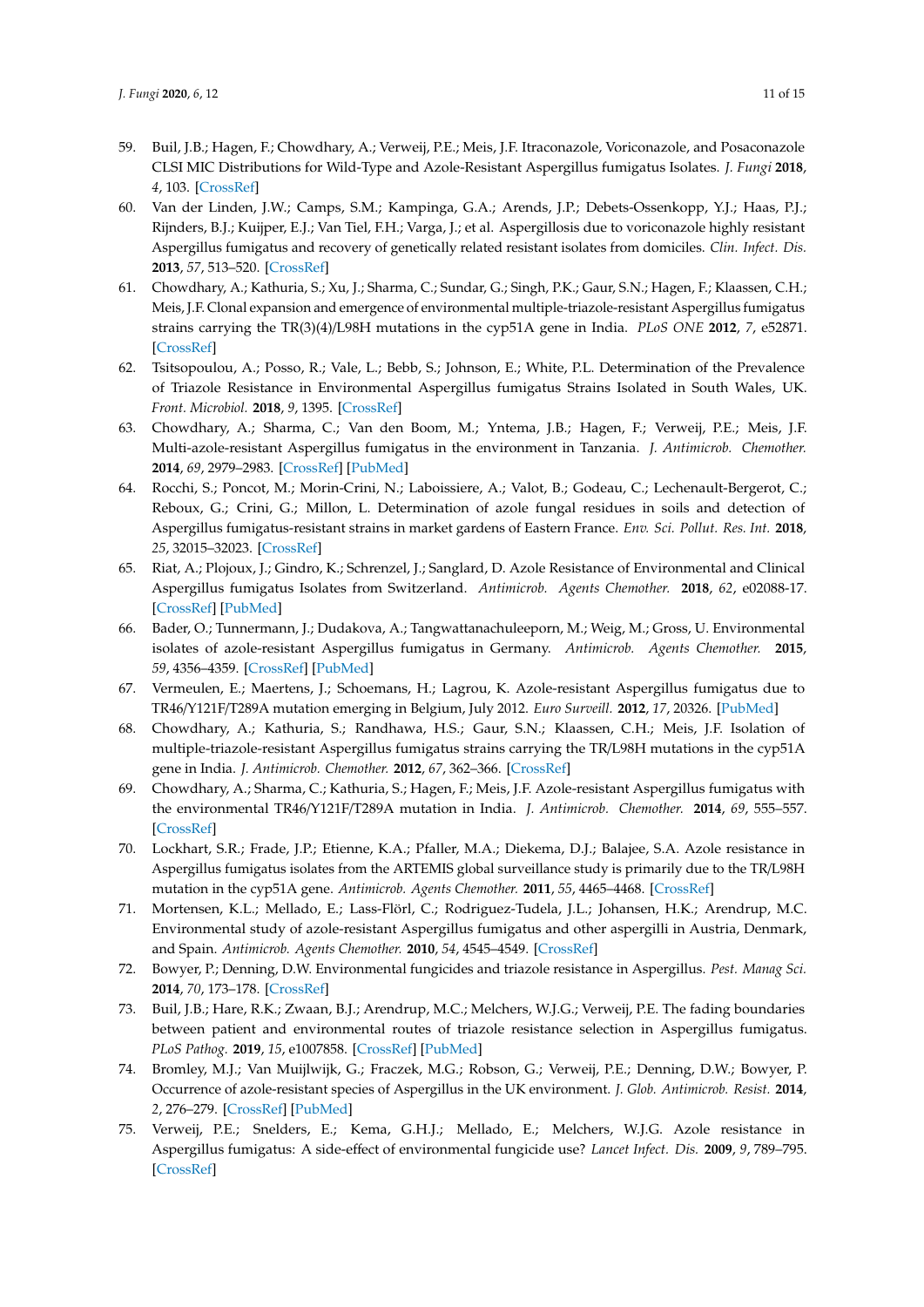59. Buil, J.B.; Hagen, F.; Chowdhary, A.; Verweij, P.E.; Meis, J.F. Itraconazole, Voriconazole, and Posaconazole CLSI MIC Distributions for Wild-Type and Azole-Resistant Aspergillus fumigatus Isolates. *J. Fungi* **2018**, *4*, 103. [CrossRef]
60. Van der Linden, J.W.; Camps, S.M.; Kampinga, G.A.; Arends, J.P.; Debets-Ossenkopp, Y.J.; Haas, P.J.; Rijnders, B.J.; Kuijper, E.J.; Van Tiel, F.H.; Varga, J.; et al. Aspergillosis due to voriconazole highly resistant Aspergillus fumigatus and recovery of genetically related resistant isolates from domiciles. *Clin. Infect. Dis.* **2013**, *57*, 513–520. [CrossRef]
61. Chowdhary, A.; Kathuria, S.; Xu, J.; Sharma, C.; Sundar, G.; Singh, P.K.; Gaur, S.N.; Hagen, F.; Klaassen, C.H.; Meis, J.F. Clonal expansion and emergence of environmental multiple-triazole-resistant Aspergillus fumigatus strains carrying the TR(3)(4)/L98H mutations in the cyp51A gene in India. *PLoS ONE* **2012**, *7*, e52871. [CrossRef]
62. Tsitsopoulou, A.; Posso, R.; Vale, L.; Bebb, S.; Johnson, E.; White, P.L. Determination of the Prevalence of Triazole Resistance in Environmental Aspergillus fumigatus Strains Isolated in South Wales, UK. *Front. Microbiol.* **2018**, *9*, 1395. [CrossRef]
63. Chowdhary, A.; Sharma, C.; Van den Boom, M.; Yntema, J.B.; Hagen, F.; Verweij, P.E.; Meis, J.F. Multi-azole-resistant Aspergillus fumigatus in the environment in Tanzania. *J. Antimicrob. Chemother.* **2014**, *69*, 2979–2983. [CrossRef] [PubMed]
64. Rocchi, S.; Poncot, M.; Morin-Crini, N.; Laboissiere, A.; Valot, B.; Godeau, C.; Lechenault-Bergerot, C.; Reboux, G.; Crini, G.; Millon, L. Determination of azole fungal residues in soils and detection of Aspergillus fumigatus-resistant strains in market gardens of Eastern France. *Env. Sci. Pollut. Res. Int.* **2018**, *25*, 32015–32023. [CrossRef]
65. Riat, A.; Plojoux, J.; Gindro, K.; Schrenzel, J.; Sanglard, D. Azole Resistance of Environmental and Clinical Aspergillus fumigatus Isolates from Switzerland. *Antimicrob. Agents Chemother.* **2018**, *62*, e02088-17. [CrossRef] [PubMed]
66. Bader, O.; Tunnermann, J.; Dudakova, A.; Tangwattanachuleeporn, M.; Weig, M.; Gross, U. Environmental isolates of azole-resistant Aspergillus fumigatus in Germany. *Antimicrob. Agents Chemother.* **2015**, *59*, 4356–4359. [CrossRef] [PubMed]
67. Vermeulen, E.; Maertens, J.; Schoemans, H.; Lagrou, K. Azole-resistant Aspergillus fumigatus due to TR46/Y121F/T289A mutation emerging in Belgium, July 2012. *Euro Surveill.* **2012**, *17*, 20326. [PubMed]
68. Chowdhary, A.; Kathuria, S.; Randhawa, H.S.; Gaur, S.N.; Klaassen, C.H.; Meis, J.F. Isolation of multiple-triazole-resistant Aspergillus fumigatus strains carrying the TR/L98H mutations in the cyp51A gene in India. *J. Antimicrob. Chemother.* **2012**, *67*, 362–366. [CrossRef]
69. Chowdhary, A.; Sharma, C.; Kathuria, S.; Hagen, F.; Meis, J.F. Azole-resistant Aspergillus fumigatus with the environmental TR46/Y121F/T289A mutation in India. *J. Antimicrob. Chemother.* **2014**, *69*, 555–557. [CrossRef]
70. Lockhart, S.R.; Frade, J.P.; Etienne, K.A.; Pfaller, M.A.; Diekema, D.J.; Balajee, S.A. Azole resistance in Aspergillus fumigatus isolates from the ARTEMIS global surveillance study is primarily due to the TR/L98H mutation in the cyp51A gene. *Antimicrob. Agents Chemother.* **2011**, *55*, 4465–4468. [CrossRef]
71. Mortensen, K.L.; Mellado, E.; Lass-Flörl, C.; Rodriguez-Tudela, J.L.; Johansen, H.K.; Arendrup, M.C. Environmental study of azole-resistant Aspergillus fumigatus and other aspergilli in Austria, Denmark, and Spain. *Antimicrob. Agents Chemother.* **2010**, *54*, 4545–4549. [CrossRef]
72. Bowyer, P.; Denning, D.W. Environmental fungicides and triazole resistance in Aspergillus. *Pest. Manag Sci.* **2014**, *70*, 173–178. [CrossRef]
73. Buil, J.B.; Hare, R.K.; Zwaan, B.J.; Arendrup, M.C.; Melchers, W.J.G.; Verweij, P.E. The fading boundaries between patient and environmental routes of triazole resistance selection in Aspergillus fumigatus. *PLoS Pathog.* **2019**, *15*, e1007858. [CrossRef] [PubMed]
74. Bromley, M.J.; Van Muijlwijk, G.; Fraczek, M.G.; Robson, G.; Verweij, P.E.; Denning, D.W.; Bowyer, P. Occurrence of azole-resistant species of Aspergillus in the UK environment. *J. Glob. Antimicrob. Resist.* **2014**, *2*, 276–279. [CrossRef] [PubMed]
75. Verweij, P.E.; Snelders, E.; Kema, G.H.J.; Mellado, E.; Melchers, W.J.G. Azole resistance in Aspergillus fumigatus: A side-effect of environmental fungicide use? *Lancet Infect. Dis.* **2009**, *9*, 789–795. [CrossRef]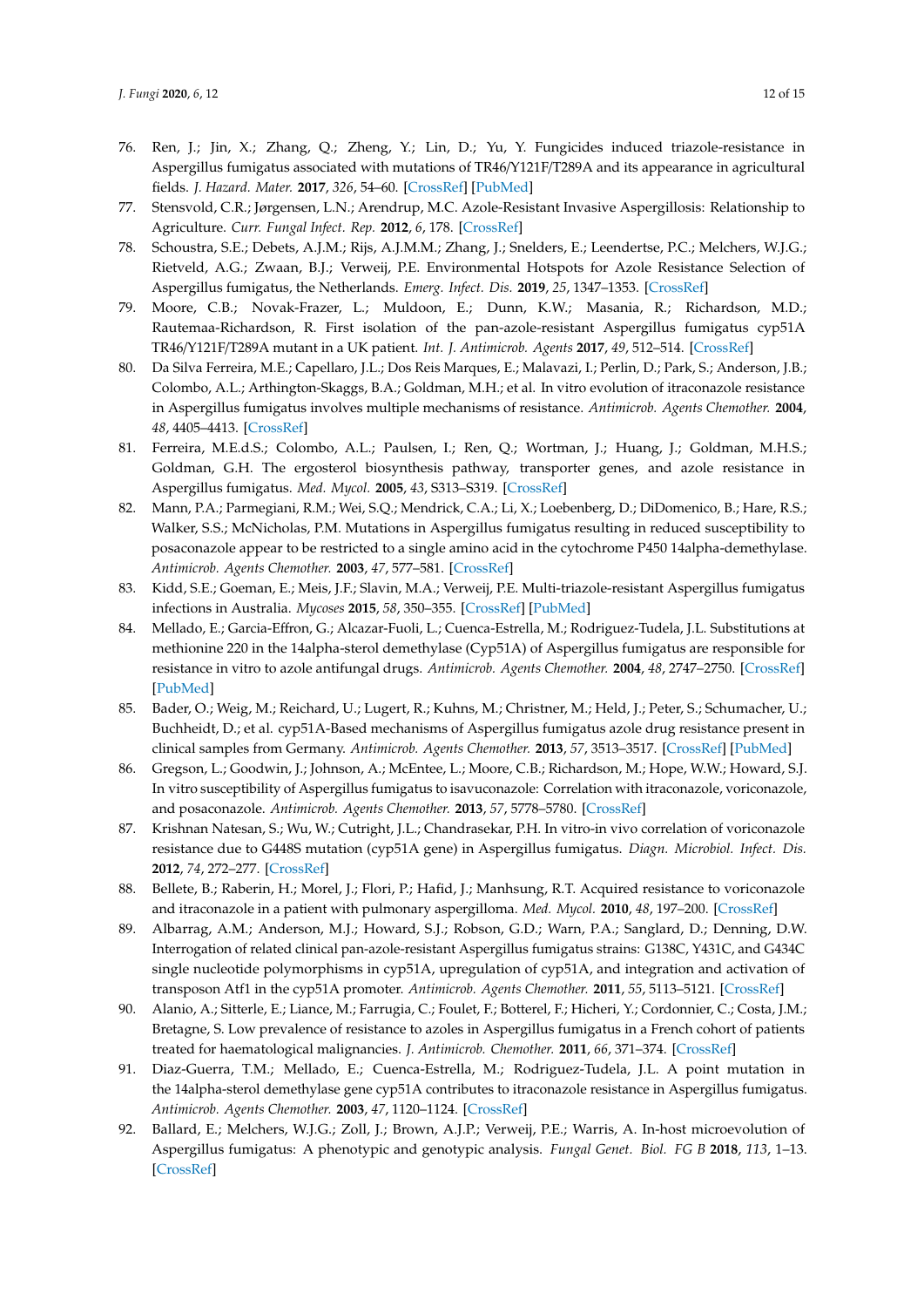76. Ren, J.; Jin, X.; Zhang, Q.; Zheng, Y.; Lin, D.; Yu, Y. Fungicides induced triazole-resistance in Aspergillus fumigatus associated with mutations of TR46/Y121F/T289A and its appearance in agricultural fields. *J. Hazard. Mater.* **2017**, *326*, 54–60. [CrossRef] [PubMed]
77. Stensvold, C.R.; Jørgensen, L.N.; Arendrup, M.C. Azole-Resistant Invasive Aspergillosis: Relationship to Agriculture. *Curr. Fungal Infect. Rep.* **2012**, *6*, 178. [CrossRef]
78. Schoustra, S.E.; Debets, A.J.M.; Rijs, A.J.M.M.; Zhang, J.; Snelders, E.; Leendertse, P.C.; Melchers, W.J.G.; Rietveld, A.G.; Zwaan, B.J.; Verweij, P.E. Environmental Hotspots for Azole Resistance Selection of Aspergillus fumigatus, the Netherlands. *Emerg. Infect. Dis.* **2019**, *25*, 1347–1353. [CrossRef]
79. Moore, C.B.; Novak-Frazer, L.; Muldoon, E.; Dunn, K.W.; Masania, R.; Richardson, M.D.; Rautemaa-Richardson, R. First isolation of the pan-azole-resistant Aspergillus fumigatus cyp51A TR46/Y121F/T289A mutant in a UK patient. *Int. J. Antimicrob. Agents* **2017**, *49*, 512–514. [CrossRef]
80. Da Silva Ferreira, M.E.; Capellaro, J.L.; Dos Reis Marques, E.; Malavazi, I.; Perlin, D.; Park, S.; Anderson, J.B.; Colombo, A.L.; Arthington-Skaggs, B.A.; Goldman, M.H.; et al. In vitro evolution of itraconazole resistance in Aspergillus fumigatus involves multiple mechanisms of resistance. *Antimicrob. Agents Chemother.* **2004**, *48*, 4405–4413. [CrossRef]
81. Ferreira, M.E.d.S.; Colombo, A.L.; Paulsen, I.; Ren, Q.; Wortman, J.; Huang, J.; Goldman, M.H.S.; Goldman, G.H. The ergosterol biosynthesis pathway, transporter genes, and azole resistance in Aspergillus fumigatus. *Med. Mycol.* **2005**, *43*, S313–S319. [CrossRef]
82. Mann, P.A.; Parmegiani, R.M.; Wei, S.Q.; Mendrick, C.A.; Li, X.; Loebenberg, D.; DiDomenico, B.; Hare, R.S.; Walker, S.S.; McNicholas, P.M. Mutations in Aspergillus fumigatus resulting in reduced susceptibility to posaconazole appear to be restricted to a single amino acid in the cytochrome P450 14alpha-demethylase. *Antimicrob. Agents Chemother.* **2003**, *47*, 577–581. [CrossRef]
83. Kidd, S.E.; Goeman, E.; Meis, J.F.; Slavin, M.A.; Verweij, P.E. Multi-triazole-resistant Aspergillus fumigatus infections in Australia. *Mycoses* **2015**, *58*, 350–355. [CrossRef] [PubMed]
84. Mellado, E.; Garcia-Effron, G.; Alcazar-Fuoli, L.; Cuenca-Estrella, M.; Rodriguez-Tudela, J.L. Substitutions at methionine 220 in the 14alpha-sterol demethylase (Cyp51A) of Aspergillus fumigatus are responsible for resistance in vitro to azole antifungal drugs. *Antimicrob. Agents Chemother.* **2004**, *48*, 2747–2750. [CrossRef] [PubMed]
85. Bader, O.; Weig, M.; Reichard, U.; Lugert, R.; Kuhns, M.; Christner, M.; Held, J.; Peter, S.; Schumacher, U.; Buchheidt, D.; et al. cyp51A-Based mechanisms of Aspergillus fumigatus azole drug resistance present in clinical samples from Germany. *Antimicrob. Agents Chemother.* **2013**, *57*, 3513–3517. [CrossRef] [PubMed]
86. Gregson, L.; Goodwin, J.; Johnson, A.; McEntee, L.; Moore, C.B.; Richardson, M.; Hope, W.W.; Howard, S.J. In vitro susceptibility of Aspergillus fumigatus to isavuconazole: Correlation with itraconazole, voriconazole, and posaconazole. *Antimicrob. Agents Chemother.* **2013**, *57*, 5778–5780. [CrossRef]
87. Krishnan Natesan, S.; Wu, W.; Cutright, J.L.; Chandrasekar, P.H. In vitro-in vivo correlation of voriconazole resistance due to G448S mutation (cyp51A gene) in Aspergillus fumigatus. *Diagn. Microbiol. Infect. Dis.* **2012**, *74*, 272–277. [CrossRef]
88. Bellete, B.; Raberin, H.; Morel, J.; Flori, P.; Hafid, J.; Manhsung, R.T. Acquired resistance to voriconazole and itraconazole in a patient with pulmonary aspergilloma. *Med. Mycol.* **2010**, *48*, 197–200. [CrossRef]
89. Albarrag, A.M.; Anderson, M.J.; Howard, S.J.; Robson, G.D.; Warn, P.A.; Sanglard, D.; Denning, D.W. Interrogation of related clinical pan-azole-resistant Aspergillus fumigatus strains: G138C, Y431C, and G434C single nucleotide polymorphisms in cyp51A, upregulation of cyp51A, and integration and activation of transposon Atf1 in the cyp51A promoter. *Antimicrob. Agents Chemother.* **2011**, *55*, 5113–5121. [CrossRef]
90. Alanio, A.; Sitterle, E.; Liance, M.; Farrugia, C.; Foulet, F.; Botterel, F.; Hicheri, Y.; Cordonnier, C.; Costa, J.M.; Bretagne, S. Low prevalence of resistance to azoles in Aspergillus fumigatus in a French cohort of patients treated for haematological malignancies. *J. Antimicrob. Chemother.* **2011**, *66*, 371–374. [CrossRef]
91. Diaz-Guerra, T.M.; Mellado, E.; Cuenca-Estrella, M.; Rodriguez-Tudela, J.L. A point mutation in the 14alpha-sterol demethylase gene cyp51A contributes to itraconazole resistance in Aspergillus fumigatus. *Antimicrob. Agents Chemother.* **2003**, *47*, 1120–1124. [CrossRef]
92. Ballard, E.; Melchers, W.J.G.; Zoll, J.; Brown, A.J.P.; Verweij, P.E.; Warris, A. In-host microevolution of Aspergillus fumigatus: A phenotypic and genotypic analysis. *Fungal Genet. Biol. FG B* **2018**, *113*, 1–13. [CrossRef]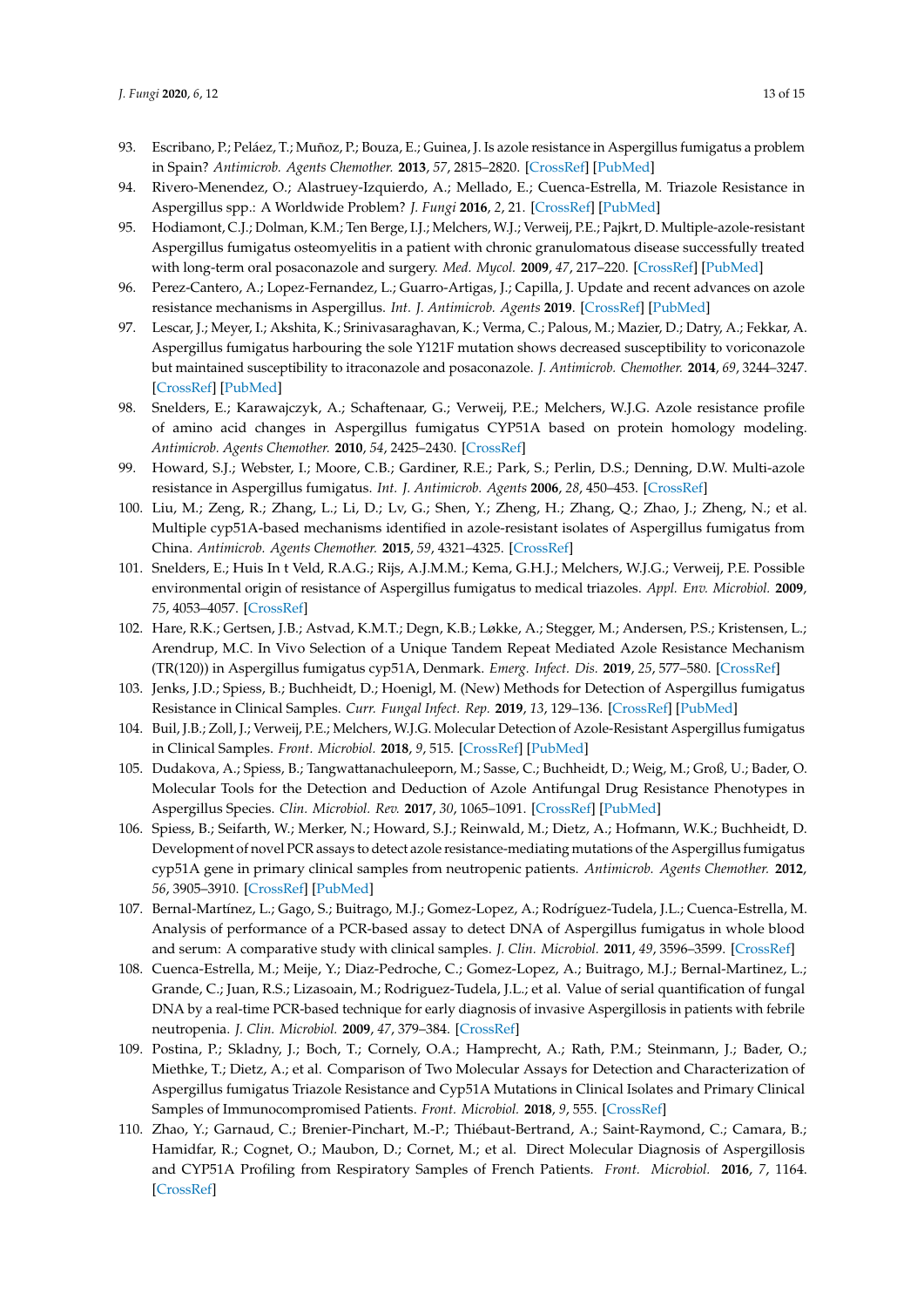93. Escribano, P.; Peláez, T.; Muñoz, P.; Bouza, E.; Guinea, J. Is azole resistance in Aspergillus fumigatus a problem in Spain? *Antimicrob. Agents Chemother.* **2013**, *57*, 2815–2820. [CrossRef] [PubMed]
94. Rivero-Menendez, O.; Alastruey-Izquierdo, A.; Mellado, E.; Cuenca-Estrella, M. Triazole Resistance in Aspergillus spp.: A Worldwide Problem? *J. Fungi* **2016**, *2*, 21. [CrossRef] [PubMed]
95. Hodiamont, C.J.; Dolman, K.M.; Ten Berge, I.J.; Melchers, W.J.; Verweij, P.E.; Pajkrt, D. Multiple-azole-resistant Aspergillus fumigatus osteomyelitis in a patient with chronic granulomatous disease successfully treated with long-term oral posaconazole and surgery. *Med. Mycol.* **2009**, *47*, 217–220. [CrossRef] [PubMed]
96. Perez-Cantero, A.; Lopez-Fernandez, L.; Guarro-Artigas, J.; Capilla, J. Update and recent advances on azole resistance mechanisms in Aspergillus. *Int. J. Antimicrob. Agents* **2019**. [CrossRef] [PubMed]
97. Lescar, J.; Meyer, I.; Akshita, K.; Srinivasaraghavan, K.; Verma, C.; Palous, M.; Mazier, D.; Datry, A.; Fekkar, A. Aspergillus fumigatus harbouring the sole Y121F mutation shows decreased susceptibility to voriconazole but maintained susceptibility to itraconazole and posaconazole. *J. Antimicrob. Chemother.* **2014**, *69*, 3244–3247. [CrossRef] [PubMed]
98. Snelders, E.; Karawajczyk, A.; Schaftenaar, G.; Verweij, P.E.; Melchers, W.J.G. Azole resistance profile of amino acid changes in Aspergillus fumigatus CYP51A based on protein homology modeling. *Antimicrob. Agents Chemother.* **2010**, *54*, 2425–2430. [CrossRef]
99. Howard, S.J.; Webster, I.; Moore, C.B.; Gardiner, R.E.; Park, S.; Perlin, D.S.; Denning, D.W. Multi-azole resistance in Aspergillus fumigatus. *Int. J. Antimicrob. Agents* **2006**, *28*, 450–453. [CrossRef]
100. Liu, M.; Zeng, R.; Zhang, L.; Li, D.; Lv, G.; Shen, Y.; Zheng, H.; Zhang, Q.; Zhao, J.; Zheng, N.; et al. Multiple cyp51A-based mechanisms identified in azole-resistant isolates of Aspergillus fumigatus from China. *Antimicrob. Agents Chemother.* **2015**, *59*, 4321–4325. [CrossRef]
101. Snelders, E.; Huis In t Veld, R.A.G.; Rijs, A.J.M.M.; Kema, G.H.J.; Melchers, W.J.G.; Verweij, P.E. Possible environmental origin of resistance of Aspergillus fumigatus to medical triazoles. *Appl. Env. Microbiol.* **2009**, *75*, 4053–4057. [CrossRef]
102. Hare, R.K.; Gertsen, J.B.; Astvad, K.M.T.; Degn, K.B.; Løkke, A.; Stegger, M.; Andersen, P.S.; Kristensen, L.; Arendrup, M.C. In Vivo Selection of a Unique Tandem Repeat Mediated Azole Resistance Mechanism (TR(120)) in Aspergillus fumigatus cyp51A, Denmark. *Emerg. Infect. Dis.* **2019**, *25*, 577–580. [CrossRef]
103. Jenks, J.D.; Spiess, B.; Buchheidt, D.; Hoenigl, M. (New) Methods for Detection of Aspergillus fumigatus Resistance in Clinical Samples. *Curr. Fungal Infect. Rep.* **2019**, *13*, 129–136. [CrossRef] [PubMed]
104. Buil, J.B.; Zoll, J.; Verweij, P.E.; Melchers, W.J.G. Molecular Detection of Azole-Resistant Aspergillus fumigatus in Clinical Samples. *Front. Microbiol.* **2018**, *9*, 515. [CrossRef] [PubMed]
105. Dudakova, A.; Spiess, B.; Tangwattanachuleeporn, M.; Sasse, C.; Buchheidt, D.; Weig, M.; Groß, U.; Bader, O. Molecular Tools for the Detection and Deduction of Azole Antifungal Drug Resistance Phenotypes in Aspergillus Species. *Clin. Microbiol. Rev.* **2017**, *30*, 1065–1091. [CrossRef] [PubMed]
106. Spiess, B.; Seifarth, W.; Merker, N.; Howard, S.J.; Reinwald, M.; Dietz, A.; Hofmann, W.K.; Buchheidt, D. Development of novel PCR assays to detect azole resistance-mediating mutations of the Aspergillus fumigatus cyp51A gene in primary clinical samples from neutropenic patients. *Antimicrob. Agents Chemother.* **2012**, *56*, 3905–3910. [CrossRef] [PubMed]
107. Bernal-Martínez, L.; Gago, S.; Buitrago, M.J.; Gomez-Lopez, A.; Rodríguez-Tudela, J.L.; Cuenca-Estrella, M. Analysis of performance of a PCR-based assay to detect DNA of Aspergillus fumigatus in whole blood and serum: A comparative study with clinical samples. *J. Clin. Microbiol.* **2011**, *49*, 3596–3599. [CrossRef]
108. Cuenca-Estrella, M.; Meije, Y.; Diaz-Pedroche, C.; Gomez-Lopez, A.; Buitrago, M.J.; Bernal-Martinez, L.; Grande, C.; Juan, R.S.; Lizasoain, M.; Rodriguez-Tudela, J.L.; et al. Value of serial quantification of fungal DNA by a real-time PCR-based technique for early diagnosis of invasive Aspergillosis in patients with febrile neutropenia. *J. Clin. Microbiol.* **2009**, *47*, 379–384. [CrossRef]
109. Postina, P.; Skladny, J.; Boch, T.; Cornely, O.A.; Hamprecht, A.; Rath, P.M.; Steinmann, J.; Bader, O.; Miethke, T.; Dietz, A.; et al. Comparison of Two Molecular Assays for Detection and Characterization of Aspergillus fumigatus Triazole Resistance and Cyp51A Mutations in Clinical Isolates and Primary Clinical Samples of Immunocompromised Patients. *Front. Microbiol.* **2018**, *9*, 555. [CrossRef]
110. Zhao, Y.; Garnaud, C.; Brenier-Pinchart, M.-P.; Thiébaut-Bertrand, A.; Saint-Raymond, C.; Camara, B.; Hamidfar, R.; Cognet, O.; Maubon, D.; Cornet, M.; et al. Direct Molecular Diagnosis of Aspergillosis and CYP51A Profiling from Respiratory Samples of French Patients. *Front. Microbiol.* **2016**, *7*, 1164. [CrossRef]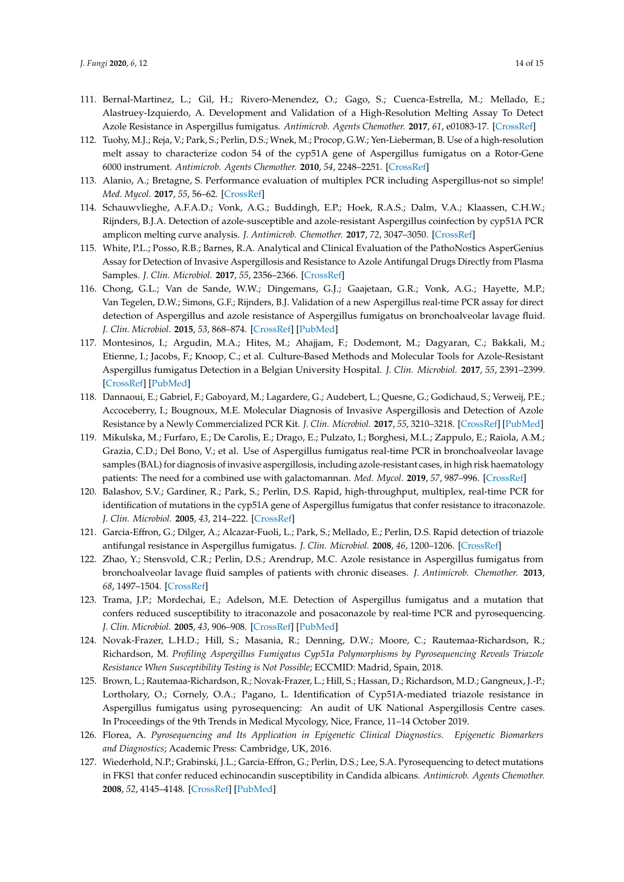111. Bernal-Martinez, L.; Gil, H.; Rivero-Menendez, O.; Gago, S.; Cuenca-Estrella, M.; Mellado, E.; Alastruey-Izquierdo, A. Development and Validation of a High-Resolution Melting Assay To Detect Azole Resistance in Aspergillus fumigatus. *Antimicrob. Agents Chemother.* **2017**, *61*, e01083-17. [CrossRef]
112. Tuohy, M.J.; Reja, V.; Park, S.; Perlin, D.S.; Wnek, M.; Procop, G.W.; Yen-Lieberman, B. Use of a high-resolution melt assay to characterize codon 54 of the cyp51A gene of Aspergillus fumigatus on a Rotor-Gene 6000 instrument. *Antimicrob. Agents Chemother.* **2010**, *54*, 2248–2251. [CrossRef]
113. Alanio, A.; Bretagne, S. Performance evaluation of multiplex PCR including Aspergillus-not so simple! *Med. Mycol.* **2017**, *55*, 56–62. [CrossRef]
114. Schauwvlieghe, A.F.A.D.; Vonk, A.G.; Buddingh, E.P.; Hoek, R.A.S.; Dalm, V.A.; Klaassen, C.H.W.; Rijnders, B.J.A. Detection of azole-susceptible and azole-resistant Aspergillus coinfection by cyp51A PCR amplicon melting curve analysis. *J. Antimicrob. Chemother.* **2017**, *72*, 3047–3050. [CrossRef]
115. White, P.L.; Posso, R.B.; Barnes, R.A. Analytical and Clinical Evaluation of the PathoNostics AsperGenius Assay for Detection of Invasive Aspergillosis and Resistance to Azole Antifungal Drugs Directly from Plasma Samples. *J. Clin. Microbiol.* **2017**, *55*, 2356–2366. [CrossRef]
116. Chong, G.L.; Van de Sande, W.W.; Dingemans, G.J.; Gaajetaan, G.R.; Vonk, A.G.; Hayette, M.P.; Van Tegelen, D.W.; Simons, G.F.; Rijnders, B.J. Validation of a new Aspergillus real-time PCR assay for direct detection of Aspergillus and azole resistance of Aspergillus fumigatus on bronchoalveolar lavage fluid. *J. Clin. Microbiol.* **2015**, *53*, 868–874. [CrossRef] [PubMed]
117. Montesinos, I.; Argudin, M.A.; Hites, M.; Ahajjam, F.; Dodemont, M.; Dagyaran, C.; Bakkali, M.; Etienne, I.; Jacobs, F.; Knoop, C.; et al. Culture-Based Methods and Molecular Tools for Azole-Resistant Aspergillus fumigatus Detection in a Belgian University Hospital. *J. Clin. Microbiol.* **2017**, *55*, 2391–2399. [CrossRef] [PubMed]
118. Dannaoui, E.; Gabriel, F.; Gaboyard, M.; Lagardere, G.; Audebert, L.; Quesne, G.; Godichaud, S.; Verweij, P.E.; Accoceberry, I.; Bougnoux, M.E. Molecular Diagnosis of Invasive Aspergillosis and Detection of Azole Resistance by a Newly Commercialized PCR Kit. *J. Clin. Microbiol.* **2017**, *55*, 3210–3218. [CrossRef] [PubMed]
119. Mikulska, M.; Furfaro, E.; De Carolis, E.; Drago, E.; Pulzato, I.; Borghesi, M.L.; Zappulo, E.; Raiola, A.M.; Grazia, C.D.; Del Bono, V.; et al. Use of Aspergillus fumigatus real-time PCR in bronchoalveolar lavage samples (BAL) for diagnosis of invasive aspergillosis, including azole-resistant cases, in high risk haematology patients: The need for a combined use with galactomannan. *Med. Mycol.* **2019**, *57*, 987–996. [CrossRef]
120. Balashov, S.V.; Gardiner, R.; Park, S.; Perlin, D.S. Rapid, high-throughput, multiplex, real-time PCR for identification of mutations in the cyp51A gene of Aspergillus fumigatus that confer resistance to itraconazole. *J. Clin. Microbiol.* **2005**, *43*, 214–222. [CrossRef]
121. Garcia-Effron, G.; Dilger, A.; Alcazar-Fuoli, L.; Park, S.; Mellado, E.; Perlin, D.S. Rapid detection of triazole antifungal resistance in Aspergillus fumigatus. *J. Clin. Microbiol.* **2008**, *46*, 1200–1206. [CrossRef]
122. Zhao, Y.; Stensvold, C.R.; Perlin, D.S.; Arendrup, M.C. Azole resistance in Aspergillus fumigatus from bronchoalveolar lavage fluid samples of patients with chronic diseases. *J. Antimicrob. Chemother.* **2013**, *68*, 1497–1504. [CrossRef]
123. Trama, J.P.; Mordechai, E.; Adelson, M.E. Detection of Aspergillus fumigatus and a mutation that confers reduced susceptibility to itraconazole and posaconazole by real-time PCR and pyrosequencing. *J. Clin. Microbiol.* **2005**, *43*, 906–908. [CrossRef] [PubMed]
124. Novak-Frazer, L.H.D.; Hill, S.; Masania, R.; Denning, D.W.; Moore, C.; Rautemaa-Richardson, R.; Richardson, M. *Profiling Aspergillus Fumigatus Cyp51a Polymorphisms by Pyrosequencing Reveals Triazole Resistance When Susceptibility Testing is Not Possible*; ECCMID: Madrid, Spain, 2018.
125. Brown, L.; Rautemaa-Richardson, R.; Novak-Frazer, L.; Hill, S.; Hassan, D.; Richardson, M.D.; Gangneux, J.-P.; Lortholary, O.; Cornely, O.A.; Pagano, L. Identification of Cyp51A-mediated triazole resistance in Aspergillus fumigatus using pyrosequencing: An audit of UK National Aspergillosis Centre cases. In Proceedings of the 9th Trends in Medical Mycology, Nice, France, 11–14 October 2019.
126. Florea, A. *Pyrosequencing and Its Application in Epigenetic Clinical Diagnostics. Epigenetic Biomarkers and Diagnostics*; Academic Press: Cambridge, UK, 2016.
127. Wiederhold, N.P.; Grabinski, J.L.; Garcia-Effron, G.; Perlin, D.S.; Lee, S.A. Pyrosequencing to detect mutations in FKS1 that confer reduced echinocandin susceptibility in Candida albicans. *Antimicrob. Agents Chemother.* **2008**, *52*, 4145–4148. [CrossRef] [PubMed]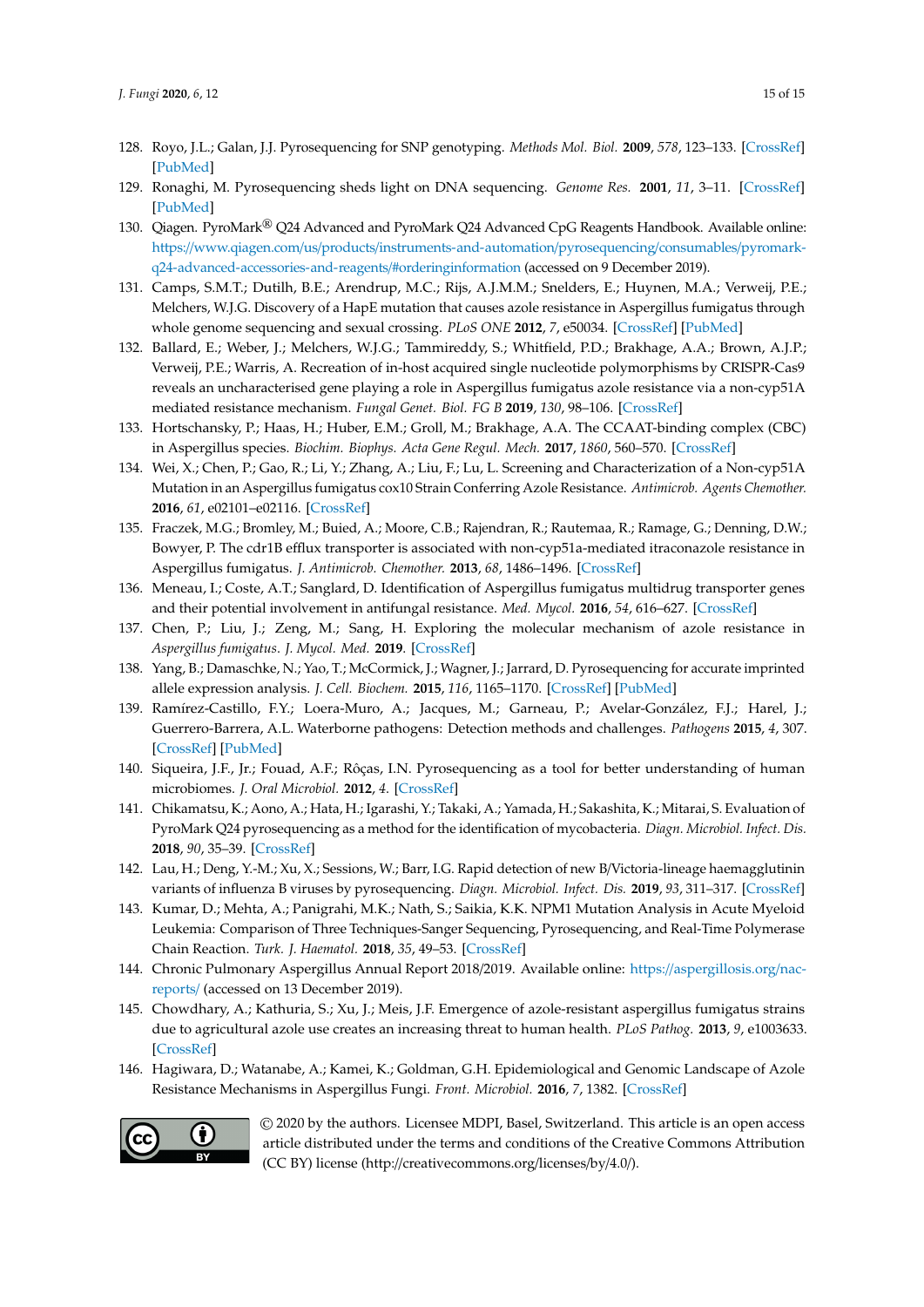128. Royo, J.L.; Galan, J.J. Pyrosequencing for SNP genotyping. *Methods Mol. Biol.* **2009**, *578*, 123–133. [CrossRef] [PubMed]
129. Ronaghi, M. Pyrosequencing sheds light on DNA sequencing. *Genome Res.* **2001**, *11*, 3–11. [CrossRef] [PubMed]
130. Qiagen. PyroMark® Q24 Advanced and PyroMark Q24 Advanced CpG Reagents Handbook. Available online: https://www.qiagen.com/us/products/instruments-and-automation/pyrosequencing/consumables/pyromark-q24-advanced-accessories-and-reagents/#orderinginformation (accessed on 9 December 2019).
131. Camps, S.M.T.; Dutilh, B.E.; Arendrup, M.C.; Rijs, A.J.M.M.; Snelders, E.; Huynen, M.A.; Verweij, P.E.; Melchers, W.J.G. Discovery of a HapE mutation that causes azole resistance in Aspergillus fumigatus through whole genome sequencing and sexual crossing. *PLoS ONE* **2012**, *7*, e50034. [CrossRef] [PubMed]
132. Ballard, E.; Weber, J.; Melchers, W.J.G.; Tammireddy, S.; Whitfield, P.D.; Brakhage, A.A.; Brown, A.J.P.; Verweij, P.E.; Warris, A. Recreation of in-host acquired single nucleotide polymorphisms by CRISPR-Cas9 reveals an uncharacterised gene playing a role in Aspergillus fumigatus azole resistance via a non-cyp51A mediated resistance mechanism. *Fungal Genet. Biol. FG B* **2019**, *130*, 98–106. [CrossRef]
133. Hortschansky, P.; Haas, H.; Huber, E.M.; Groll, M.; Brakhage, A.A. The CCAAT-binding complex (CBC) in Aspergillus species. *Biochim. Biophys. Acta Gene Regul. Mech.* **2017**, *1860*, 560–570. [CrossRef]
134. Wei, X.; Chen, P.; Gao, R.; Li, Y.; Zhang, A.; Liu, F.; Lu, L. Screening and Characterization of a Non-cyp51A Mutation in an Aspergillus fumigatus cox10 Strain Conferring Azole Resistance. *Antimicrob. Agents Chemother.* **2016**, *61*, e02101–e02116. [CrossRef]
135. Fraczek, M.G.; Bromley, M.; Buied, A.; Moore, C.B.; Rajendran, R.; Rautemaa, R.; Ramage, G.; Denning, D.W.; Bowyer, P. The cdr1B efflux transporter is associated with non-cyp51a-mediated itraconazole resistance in Aspergillus fumigatus. *J. Antimicrob. Chemother.* **2013**, *68*, 1486–1496. [CrossRef]
136. Meneau, I.; Coste, A.T.; Sanglard, D. Identification of Aspergillus fumigatus multidrug transporter genes and their potential involvement in antifungal resistance. *Med. Mycol.* **2016**, *54*, 616–627. [CrossRef]
137. Chen, P.; Liu, J.; Zeng, M.; Sang, H. Exploring the molecular mechanism of azole resistance in *Aspergillus fumigatus*. *J. Mycol. Med.* **2019**. [CrossRef]
138. Yang, B.; Damaschke, N.; Yao, T.; McCormick, J.; Wagner, J.; Jarrard, D. Pyrosequencing for accurate imprinted allele expression analysis. *J. Cell. Biochem.* **2015**, *116*, 1165–1170. [CrossRef] [PubMed]
139. Ramírez-Castillo, F.Y.; Loera-Muro, A.; Jacques, M.; Garneau, P.; Avelar-González, F.J.; Harel, J.; Guerrero-Barrera, A.L. Waterborne pathogens: Detection methods and challenges. *Pathogens* **2015**, *4*, 307. [CrossRef] [PubMed]
140. Siqueira, J.F., Jr.; Fouad, A.F.; Rôças, I.N. Pyrosequencing as a tool for better understanding of human microbiomes. *J. Oral Microbiol.* **2012**, *4*. [CrossRef]
141. Chikamatsu, K.; Aono, A.; Hata, H.; Igarashi, Y.; Takaki, A.; Yamada, H.; Sakashita, K.; Mitarai, S. Evaluation of PyroMark Q24 pyrosequencing as a method for the identification of mycobacteria. *Diagn. Microbiol. Infect. Dis.* **2018**, *90*, 35–39. [CrossRef]
142. Lau, H.; Deng, Y.-M.; Xu, X.; Sessions, W.; Barr, I.G. Rapid detection of new B/Victoria-lineage haemagglutinin variants of influenza B viruses by pyrosequencing. *Diagn. Microbiol. Infect. Dis.* **2019**, *93*, 311–317. [CrossRef]
143. Kumar, D.; Mehta, A.; Panigrahi, M.K.; Nath, S.; Saikia, K.K. NPM1 Mutation Analysis in Acute Myeloid Leukemia: Comparison of Three Techniques-Sanger Sequencing, Pyrosequencing, and Real-Time Polymerase Chain Reaction. *Turk. J. Haematol.* **2018**, *35*, 49–53. [CrossRef]
144. Chronic Pulmonary Aspergillus Annual Report 2018/2019. Available online: https://aspergillosis.org/nac-reports/ (accessed on 13 December 2019).
145. Chowdhary, A.; Kathuria, S.; Xu, J.; Meis, J.F. Emergence of azole-resistant aspergillus fumigatus strains due to agricultural azole use creates an increasing threat to human health. *PLoS Pathog.* **2013**, *9*, e1003633. [CrossRef]
146. Hagiwara, D.; Watanabe, A.; Kamei, K.; Goldman, G.H. Epidemiological and Genomic Landscape of Azole Resistance Mechanisms in Aspergillus Fungi. *Front. Microbiol.* **2016**, *7*, 1382. [CrossRef]

© 2020 by the authors. Licensee MDPI, Basel, Switzerland. This article is an open access article distributed under the terms and conditions of the Creative Commons Attribution (CC BY) license (http://creativecommons.org/licenses/by/4.0/).